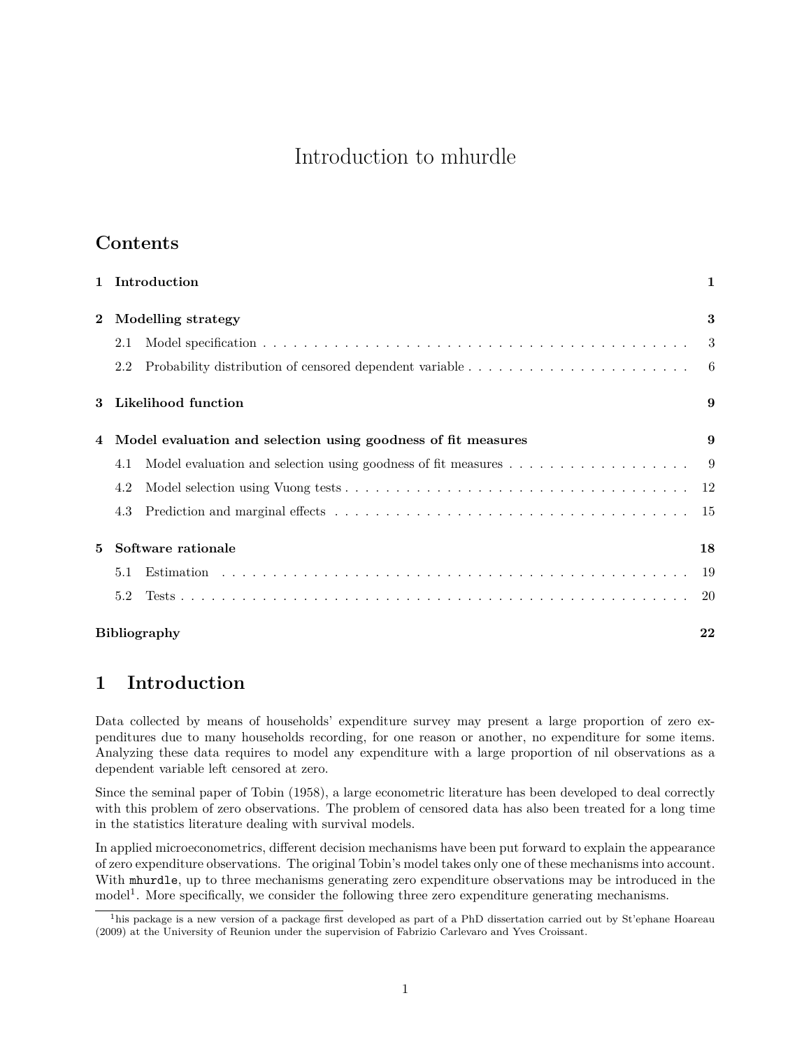# Introduction to mhurdle

## Contents

| | | |
|---|---|---|
| **1** | **Introduction** | **1** |
| **2** | **Modelling strategy** | **3** |
| | 2.1 Model specification | 3 |
| | 2.2 Probability distribution of censored dependent variable | 6 |
| **3** | **Likelihood function** | **9** |
| **4** | **Model evaluation and selection using goodness of fit measures** | **9** |
| | 4.1 Model evaluation and selection using goodness of fit measures | 9 |
| | 4.2 Model selection using Vuong tests | 12 |
| | 4.3 Prediction and marginal effects | 15 |
| **5** | **Software rationale** | **18** |
| | 5.1 Estimation | 19 |
| | 5.2 Tests | 20 |
| | **Bibliography** | **22** |

## 1 Introduction

Data collected by means of households' expenditure survey may present a large proportion of zero expenditures due to many households recording, for one reason or another, no expenditure for some items. Analyzing these data requires to model any expenditure with a large proportion of nil observations as a dependent variable left censored at zero.

Since the seminal paper of Tobin (1958), a large econometric literature has been developed to deal correctly with this problem of zero observations. The problem of censored data has also been treated for a long time in the statistics literature dealing with survival models.

In applied microeconometrics, different decision mechanisms have been put forward to explain the appearance of zero expenditure observations. The original Tobin's model takes only one of these mechanisms into account. With `mhurdle`, up to three mechanisms generating zero expenditure observations may be introduced in the model[1]. More specifically, we consider the following three zero expenditure generating mechanisms.

[1]his package is a new version of a package first developed as part of a PhD dissertation carried out by St'ephane Hoareau (2009) at the University of Reunion under the supervision of Fabrizio Carlevaro and Yves Croissant.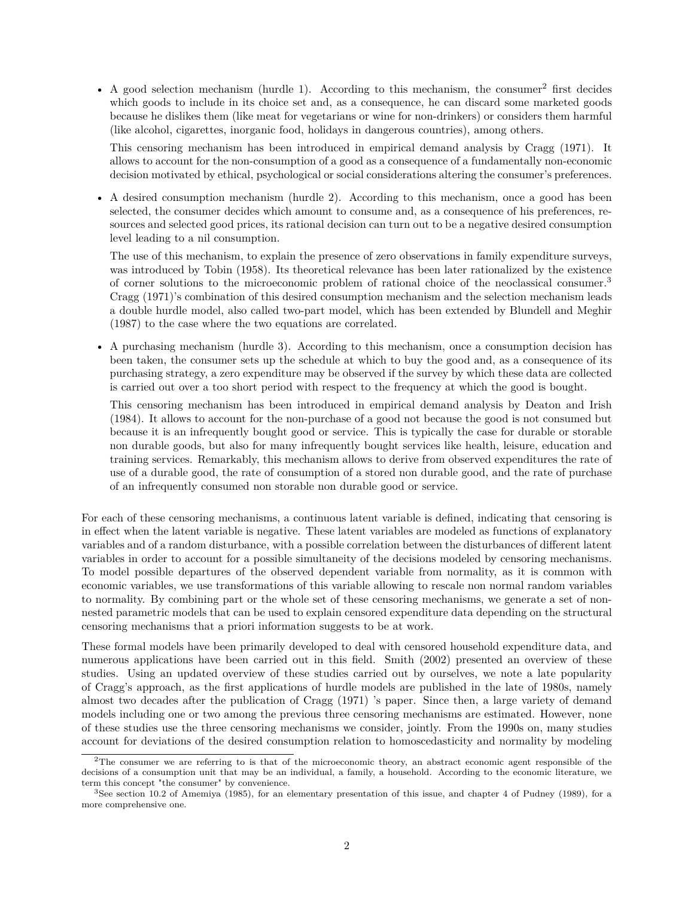- A good selection mechanism (hurdle 1). According to this mechanism, the consumer[2] first decides which goods to include in its choice set and, as a consequence, he can discard some marketed goods because he dislikes them (like meat for vegetarians or wine for non-drinkers) or considers them harmful (like alcohol, cigarettes, inorganic food, holidays in dangerous countries), among others.

  This censoring mechanism has been introduced in empirical demand analysis by Cragg (1971). It allows to account for the non-consumption of a good as a consequence of a fundamentally non-economic decision motivated by ethical, psychological or social considerations altering the consumer's preferences.

- A desired consumption mechanism (hurdle 2). According to this mechanism, once a good has been selected, the consumer decides which amount to consume and, as a consequence of his preferences, resources and selected good prices, its rational decision can turn out to be a negative desired consumption level leading to a nil consumption.

  The use of this mechanism, to explain the presence of zero observations in family expenditure surveys, was introduced by Tobin (1958). Its theoretical relevance has been later rationalized by the existence of corner solutions to the microeconomic problem of rational choice of the neoclassical consumer.[3] Cragg (1971)'s combination of this desired consumption mechanism and the selection mechanism leads a double hurdle model, also called two-part model, which has been extended by Blundell and Meghir (1987) to the case where the two equations are correlated.

- A purchasing mechanism (hurdle 3). According to this mechanism, once a consumption decision has been taken, the consumer sets up the schedule at which to buy the good and, as a consequence of its purchasing strategy, a zero expenditure may be observed if the survey by which these data are collected is carried out over a too short period with respect to the frequency at which the good is bought.

  This censoring mechanism has been introduced in empirical demand analysis by Deaton and Irish (1984). It allows to account for the non-purchase of a good not because the good is not consumed but because it is an infrequently bought good or service. This is typically the case for durable or storable non durable goods, but also for many infrequently bought services like health, leisure, education and training services. Remarkably, this mechanism allows to derive from observed expenditures the rate of use of a durable good, the rate of consumption of a stored non durable good, and the rate of purchase of an infrequently consumed non storable non durable good or service.

For each of these censoring mechanisms, a continuous latent variable is defined, indicating that censoring is in effect when the latent variable is negative. These latent variables are modeled as functions of explanatory variables and of a random disturbance, with a possible correlation between the disturbances of different latent variables in order to account for a possible simultaneity of the decisions modeled by censoring mechanisms. To model possible departures of the observed dependent variable from normality, as it is common with economic variables, we use transformations of this variable allowing to rescale non normal random variables to normality. By combining part or the whole set of these censoring mechanisms, we generate a set of non-nested parametric models that can be used to explain censored expenditure data depending on the structural censoring mechanisms that a priori information suggests to be at work.

These formal models have been primarily developed to deal with censored household expenditure data, and numerous applications have been carried out in this field. Smith (2002) presented an overview of these studies. Using an updated overview of these studies carried out by ourselves, we note a late popularity of Cragg's approach, as the first applications of hurdle models are published in the late of 1980s, namely almost two decades after the publication of Cragg (1971) 's paper. Since then, a large variety of demand models including one or two among the previous three censoring mechanisms are estimated. However, none of these studies use the three censoring mechanisms we consider, jointly. From the 1990s on, many studies account for deviations of the desired consumption relation to homoscedasticity and normality by modeling

[2] The consumer we are referring to is that of the microeconomic theory, an abstract economic agent responsible of the decisions of a consumption unit that may be an individual, a family, a household. According to the economic literature, we term this concept "the consumer" by convenience.

[3] See section 10.2 of Amemiya (1985), for an elementary presentation of this issue, and chapter 4 of Pudney (1989), for a more comprehensive one.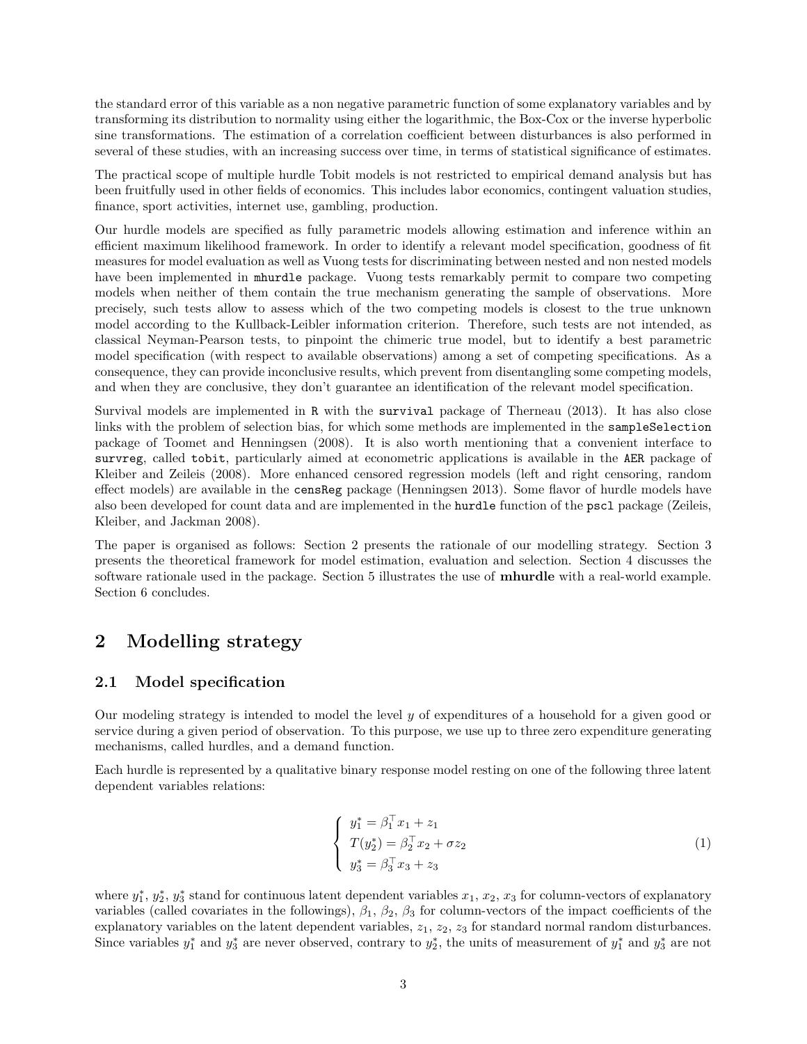the standard error of this variable as a non negative parametric function of some explanatory variables and by transforming its distribution to normality using either the logarithmic, the Box-Cox or the inverse hyperbolic sine transformations. The estimation of a correlation coefficient between disturbances is also performed in several of these studies, with an increasing success over time, in terms of statistical significance of estimates.

The practical scope of multiple hurdle Tobit models is not restricted to empirical demand analysis but has been fruitfully used in other fields of economics. This includes labor economics, contingent valuation studies, finance, sport activities, internet use, gambling, production.

Our hurdle models are specified as fully parametric models allowing estimation and inference within an efficient maximum likelihood framework. In order to identify a relevant model specification, goodness of fit measures for model evaluation as well as Vuong tests for discriminating between nested and non nested models have been implemented in `mhurdle` package. Vuong tests remarkably permit to compare two competing models when neither of them contain the true mechanism generating the sample of observations. More precisely, such tests allow to assess which of the two competing models is closest to the true unknown model according to the Kullback-Leibler information criterion. Therefore, such tests are not intended, as classical Neyman-Pearson tests, to pinpoint the chimeric true model, but to identify a best parametric model specification (with respect to available observations) among a set of competing specifications. As a consequence, they can provide inconclusive results, which prevent from disentangling some competing models, and when they are conclusive, they don't guarantee an identification of the relevant model specification.

Survival models are implemented in `R` with the `survival` package of Therneau (2013). It has also close links with the problem of selection bias, for which some methods are implemented in the `sampleSelection` package of Toomet and Henningsen (2008). It is also worth mentioning that a convenient interface to `survreg`, called `tobit`, particularly aimed at econometric applications is available in the `AER` package of Kleiber and Zeileis (2008). More enhanced censored regression models (left and right censoring, random effect models) are available in the `censReg` package (Henningsen 2013). Some flavor of hurdle models have also been developed for count data and are implemented in the `hurdle` function of the `pscl` package (Zeileis, Kleiber, and Jackman 2008).

The paper is organised as follows: Section 2 presents the rationale of our modelling strategy. Section 3 presents the theoretical framework for model estimation, evaluation and selection. Section 4 discusses the software rationale used in the package. Section 5 illustrates the use of **mhurdle** with a real-world example. Section 6 concludes.

## 2 Modelling strategy

### 2.1 Model specification

Our modeling strategy is intended to model the level $y$ of expenditures of a household for a given good or service during a given period of observation. To this purpose, we use up to three zero expenditure generating mechanisms, called hurdles, and a demand function.

Each hurdle is represented by a qualitative binary response model resting on one of the following three latent dependent variables relations:

$$\left\{ \begin{array}{l} y_1^* = \beta_1^\top x_1 + z_1 \\ T(y_2^*) = \beta_2^\top x_2 + \sigma z_2 \\ y_3^* = \beta_3^\top x_3 + z_3 \end{array} \right. \tag{1}$$

where $y_1^*$, $y_2^*$, $y_3^*$ stand for continuous latent dependent variables $x_1$, $x_2$, $x_3$ for column-vectors of explanatory variables (called covariates in the followings), $\beta_1$, $\beta_2$, $\beta_3$ for column-vectors of the impact coefficients of the explanatory variables on the latent dependent variables, $z_1$, $z_2$, $z_3$ for standard normal random disturbances. Since variables $y_1^*$ and $y_3^*$ are never observed, contrary to $y_2^*$, the units of measurement of $y_1^*$ and $y_3^*$ are not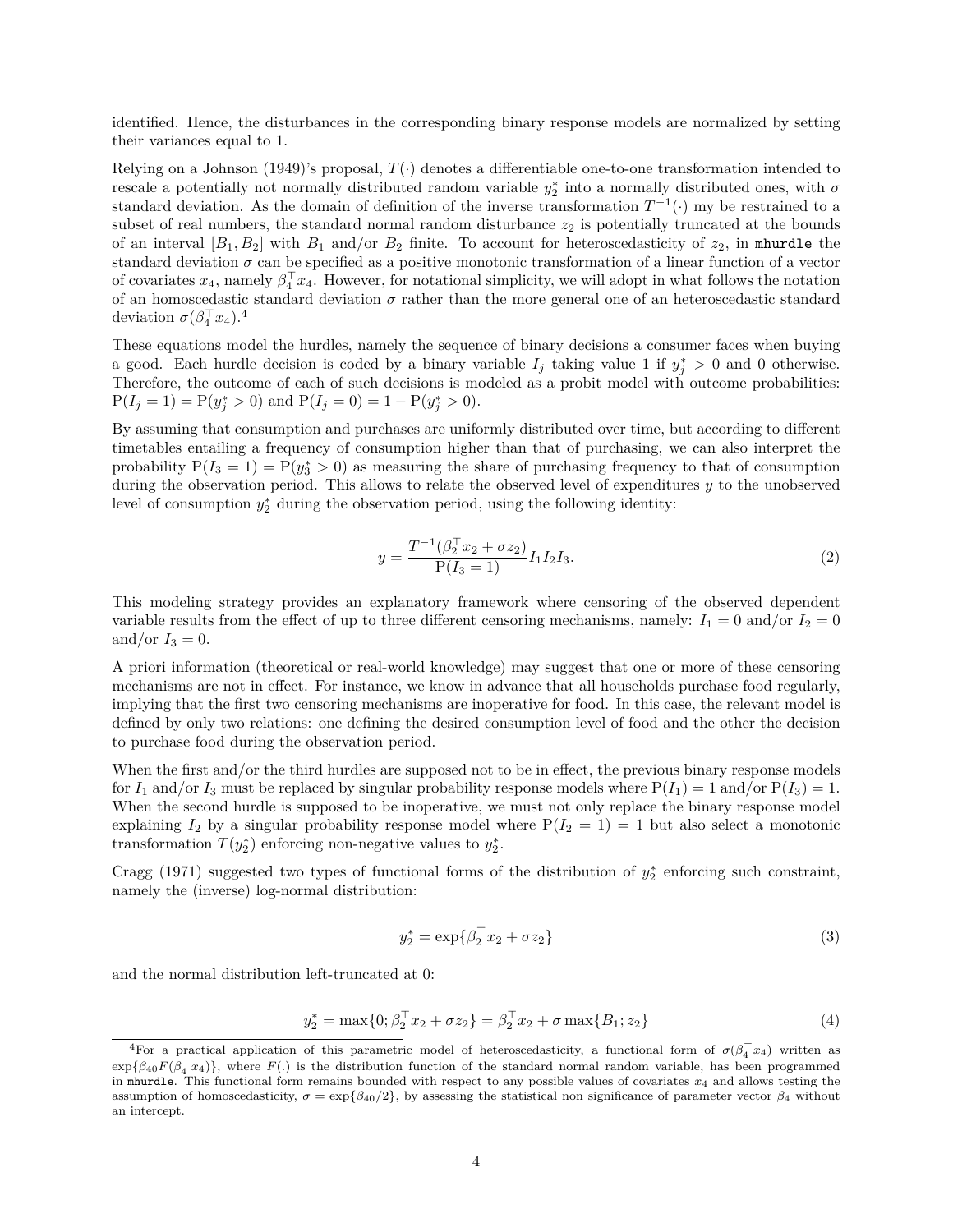identified. Hence, the disturbances in the corresponding binary response models are normalized by setting their variances equal to 1.

Relying on a Johnson (1949)'s proposal, $T(\cdot)$ denotes a differentiable one-to-one transformation intended to rescale a potentially not normally distributed random variable $y_2^*$ into a normally distributed ones, with $\sigma$ standard deviation. As the domain of definition of the inverse transformation $T^{-1}(\cdot)$ my be restrained to a subset of real numbers, the standard normal random disturbance $z_2$ is potentially truncated at the bounds of an interval $[B_1, B_2]$ with $B_1$ and/or $B_2$ finite. To account for heteroscedasticity of $z_2$, in `mhurdle` the standard deviation $\sigma$ can be specified as a positive monotonic transformation of a linear function of a vector of covariates $x_4$, namely $\beta_4^\top x_4$. However, for notational simplicity, we will adopt in what follows the notation of an homoscedastic standard deviation $\sigma$ rather than the more general one of an heteroscedastic standard deviation $\sigma(\beta_4^\top x_4)$.[4]

These equations model the hurdles, namely the sequence of binary decisions a consumer faces when buying a good. Each hurdle decision is coded by a binary variable $I_j$ taking value 1 if $y_j^* > 0$ and 0 otherwise. Therefore, the outcome of each of such decisions is modeled as a probit model with outcome probabilities: $\mathrm{P}(I_j = 1) = \mathrm{P}(y_j^* > 0)$ and $\mathrm{P}(I_j = 0) = 1 - \mathrm{P}(y_j^* > 0)$.

By assuming that consumption and purchases are uniformly distributed over time, but according to different timetables entailing a frequency of consumption higher than that of purchasing, we can also interpret the probability $\mathrm{P}(I_3 = 1) = \mathrm{P}(y_3^* > 0)$ as measuring the share of purchasing frequency to that of consumption during the observation period. This allows to relate the observed level of expenditures $y$ to the unobserved level of consumption $y_2^*$ during the observation period, using the following identity:

$$y = \frac{T^{-1}(\beta_2^\top x_2 + \sigma z_2)}{\mathrm{P}(I_3 = 1)} I_1 I_2 I_3. \tag{2}$$

This modeling strategy provides an explanatory framework where censoring of the observed dependent variable results from the effect of up to three different censoring mechanisms, namely: $I_1 = 0$ and/or $I_2 = 0$ and/or $I_3 = 0$.

A priori information (theoretical or real-world knowledge) may suggest that one or more of these censoring mechanisms are not in effect. For instance, we know in advance that all households purchase food regularly, implying that the first two censoring mechanisms are inoperative for food. In this case, the relevant model is defined by only two relations: one defining the desired consumption level of food and the other the decision to purchase food during the observation period.

When the first and/or the third hurdles are supposed not to be in effect, the previous binary response models for $I_1$ and/or $I_3$ must be replaced by singular probability response models where $\mathrm{P}(I_1) = 1$ and/or $\mathrm{P}(I_3) = 1$. When the second hurdle is supposed to be inoperative, we must not only replace the binary response model explaining $I_2$ by a singular probability response model where $\mathrm{P}(I_2 = 1) = 1$ but also select a monotonic transformation $T(y_2^*)$ enforcing non-negative values to $y_2^*$.

Cragg (1971) suggested two types of functional forms of the distribution of $y_2^*$ enforcing such constraint, namely the (inverse) log-normal distribution:

$$y_2^* = \exp\{\beta_2^\top x_2 + \sigma z_2\} \tag{3}$$

and the normal distribution left-truncated at 0:

$$y_2^* = \max\{0; \beta_2^\top x_2 + \sigma z_2\} = \beta_2^\top x_2 + \sigma \max\{B_1; z_2\} \tag{4}$$

[4] For a practical application of this parametric model of heteroscedasticity, a functional form of $\sigma(\beta_4^\top x_4)$ written as $\exp\{\beta_{40} F(\beta_4^\top x_4)\}$, where $F(.)$ is the distribution function of the standard normal random variable, has been programmed in `mhurdle`. This functional form remains bounded with respect to any possible values of covariates $x_4$ and allows testing the assumption of homoscedasticity, $\sigma = \exp\{\beta_{40}/2\}$, by assessing the statistical non significance of parameter vector $\beta_4$ without an intercept.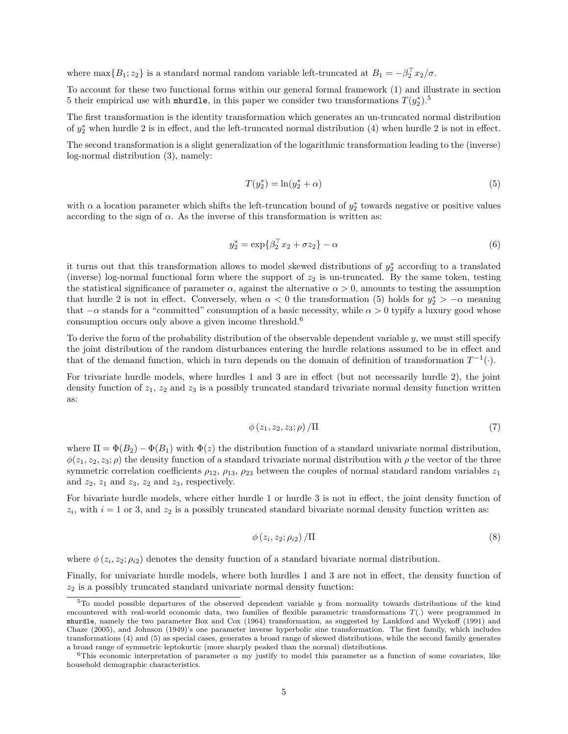where $\max\{B_1; z_2\}$ is a standard normal random variable left-truncated at $B_1 = -\beta_2^\top x_2/\sigma$.

To account for these two functional forms within our general formal framework (1) and illustrate in section 5 their empirical use with `mhurdle`, in this paper we consider two transformations $T(y_2^*)$.[5]

The first transformation is the identity transformation which generates an un-truncated normal distribution of $y_2^*$ when hurdle 2 is in effect, and the left-truncated normal distribution (4) when hurdle 2 is not in effect.

The second transformation is a slight generalization of the logarithmic transformation leading to the (inverse) log-normal distribution (3), namely:

$$T(y_2^*) = \ln(y_2^* + \alpha) \tag{5}$$

with $\alpha$ a location parameter which shifts the left-truncation bound of $y_2^*$ towards negative or positive values according to the sign of $\alpha$. As the inverse of this transformation is written as:

$$y_2^* = \exp\{\beta_2^\top x_2 + \sigma z_2\} - \alpha \tag{6}$$

it turns out that this transformation allows to model skewed distributions of $y_2^*$ according to a translated (inverse) log-normal functional form where the support of $z_2$ is un-truncated. By the same token, testing the statistical significance of parameter $\alpha$, against the alternative $\alpha > 0$, amounts to testing the assumption that hurdle 2 is not in effect. Conversely, when $\alpha < 0$ the transformation (5) holds for $y_2^* > -\alpha$ meaning that $-\alpha$ stands for a "committed" consumption of a basic necessity, while $\alpha > 0$ typify a luxury good whose consumption occurs only above a given income threshold.[6]

To derive the form of the probability distribution of the observable dependent variable $y$, we must still specify the joint distribution of the random disturbances entering the hurdle relations assumed to be in effect and that of the demand function, which in turn depends on the domain of definition of transformation $T^{-1}(\cdot)$.

For trivariate hurdle models, where hurdles 1 and 3 are in effect (but not necessarily hurdle 2), the joint density function of $z_1$, $z_2$ and $z_3$ is a possibly truncated standard trivariate normal density function written as:

$$\phi\left(z_1, z_2, z_3; \rho\right)/\Pi \tag{7}$$

where $\Pi = \Phi(B_2) - \Phi(B_1)$ with $\Phi(z)$ the distribution function of a standard univariate normal distribution, $\phi(z_1, z_2, z_3; \rho)$ the density function of a standard trivariate normal distribution with $\rho$ the vector of the three symmetric correlation coefficients $\rho_{12}$, $\rho_{13}$, $\rho_{23}$ between the couples of normal standard random variables $z_1$ and $z_2$, $z_1$ and $z_3$, $z_2$ and $z_3$, respectively.

For bivariate hurdle models, where either hurdle 1 or hurdle 3 is not in effect, the joint density function of $z_i$, with $i = 1$ or 3, and $z_2$ is a possibly truncated standard bivariate normal density function written as:

$$\phi\left(z_i, z_2; \rho_{i2}\right)/\Pi \tag{8}$$

where $\phi\left(z_i, z_2; \rho_{i2}\right)$ denotes the density function of a standard bivariate normal distribution.

Finally, for univariate hurdle models, where both hurdles 1 and 3 are not in effect, the density function of $z_2$ is a possibly truncated standard univariate normal density function:

---

[5] To model possible departures of the observed dependent variable $y$ from normality towards distributions of the kind encountered with real-world economic data, two families of flexible parametric transformations $T(.)$ were programmed in `mhurdle`, namely the two parameter Box and Cox (1964) transformation, as suggested by Lankford and Wyckoff (1991) and Chaze (2005), and Johnson (1949)'s one parameter inverse hyperbolic sine transformation. The first family, which includes transformations (4) and (5) as special cases, generates a broad range of skewed distributions, while the second family generates a broad range of symmetric leptokurtic (more sharply peaked than the normal) distributions.

[6] This economic interpretation of parameter $\alpha$ my justify to model this parameter as a function of some covariates, like household demographic characteristics.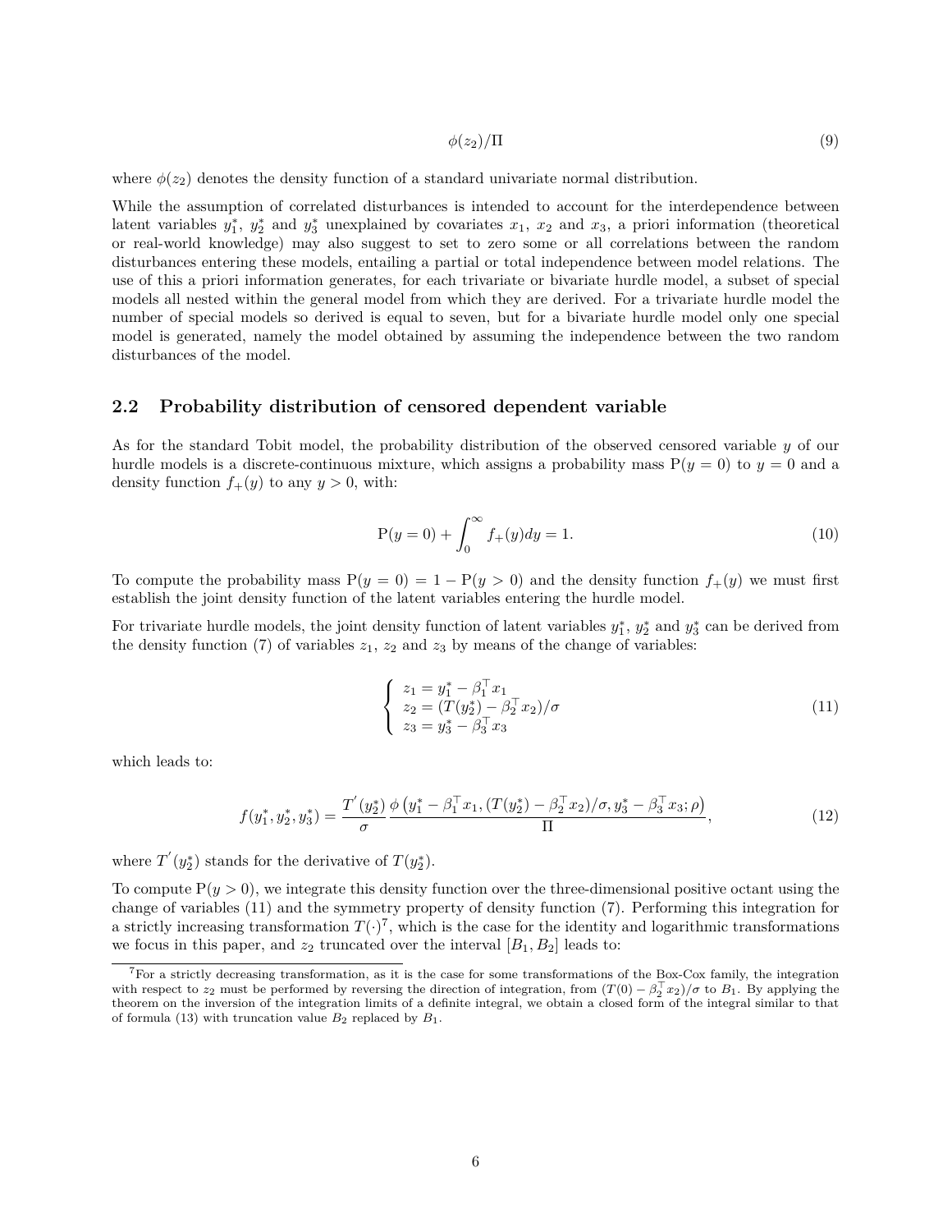$$\phi(z_2)/\Pi \tag{9}$$

where $\phi(z_2)$ denotes the density function of a standard univariate normal distribution.

While the assumption of correlated disturbances is intended to account for the interdependence between latent variables $y_1^*$, $y_2^*$ and $y_3^*$ unexplained by covariates $x_1$, $x_2$ and $x_3$, a priori information (theoretical or real-world knowledge) may also suggest to set to zero some or all correlations between the random disturbances entering these models, entailing a partial or total independence between model relations. The use of this a priori information generates, for each trivariate or bivariate hurdle model, a subset of special models all nested within the general model from which they are derived. For a trivariate hurdle model the number of special models so derived is equal to seven, but for a bivariate hurdle model only one special model is generated, namely the model obtained by assuming the independence between the two random disturbances of the model.

## 2.2 Probability distribution of censored dependent variable

As for the standard Tobit model, the probability distribution of the observed censored variable $y$ of our hurdle models is a discrete-continuous mixture, which assigns a probability mass $\mathrm{P}(y = 0)$ to $y = 0$ and a density function $f_+(y)$ to any $y > 0$, with:

$$\mathrm{P}(y = 0) + \int_0^{\infty} f_+(y)dy = 1. \tag{10}$$

To compute the probability mass $\mathrm{P}(y = 0) = 1 - \mathrm{P}(y > 0)$ and the density function $f_+(y)$ we must first establish the joint density function of the latent variables entering the hurdle model.

For trivariate hurdle models, the joint density function of latent variables $y_1^*$, $y_2^*$ and $y_3^*$ can be derived from the density function (7) of variables $z_1$, $z_2$ and $z_3$ by means of the change of variables:

$$\begin{cases} z_1 = y_1^* - \beta_1^\top x_1 \\ z_2 = (T(y_2^*) - \beta_2^\top x_2)/\sigma \\ z_3 = y_3^* - \beta_3^\top x_3 \end{cases} \tag{11}$$

which leads to:

$$f(y_1^*, y_2^*, y_3^*) = \frac{T^{'}(y_2^*)}{\sigma} \frac{\phi\left(y_1^* - \beta_1^\top x_1, (T(y_2^*) - \beta_2^\top x_2)/\sigma, y_3^* - \beta_3^\top x_3; \rho\right)}{\Pi}, \tag{12}$$

where $T^{'}(y_2^*)$ stands for the derivative of $T(y_2^*)$.

To compute $\mathrm{P}(y > 0)$, we integrate this density function over the three-dimensional positive octant using the change of variables (11) and the symmetry property of density function (7). Performing this integration for a strictly increasing transformation $T(\cdot)$[7], which is the case for the identity and logarithmic transformations we focus in this paper, and $z_2$ truncated over the interval $[B_1, B_2]$ leads to:

[7] For a strictly decreasing transformation, as it is the case for some transformations of the Box-Cox family, the integration with respect to $z_2$ must be performed by reversing the direction of integration, from $(T(0) - \beta_2^\top x_2)/\sigma$ to $B_1$. By applying the theorem on the inversion of the integration limits of a definite integral, we obtain a closed form of the integral similar to that of formula (13) with truncation value $B_2$ replaced by $B_1$.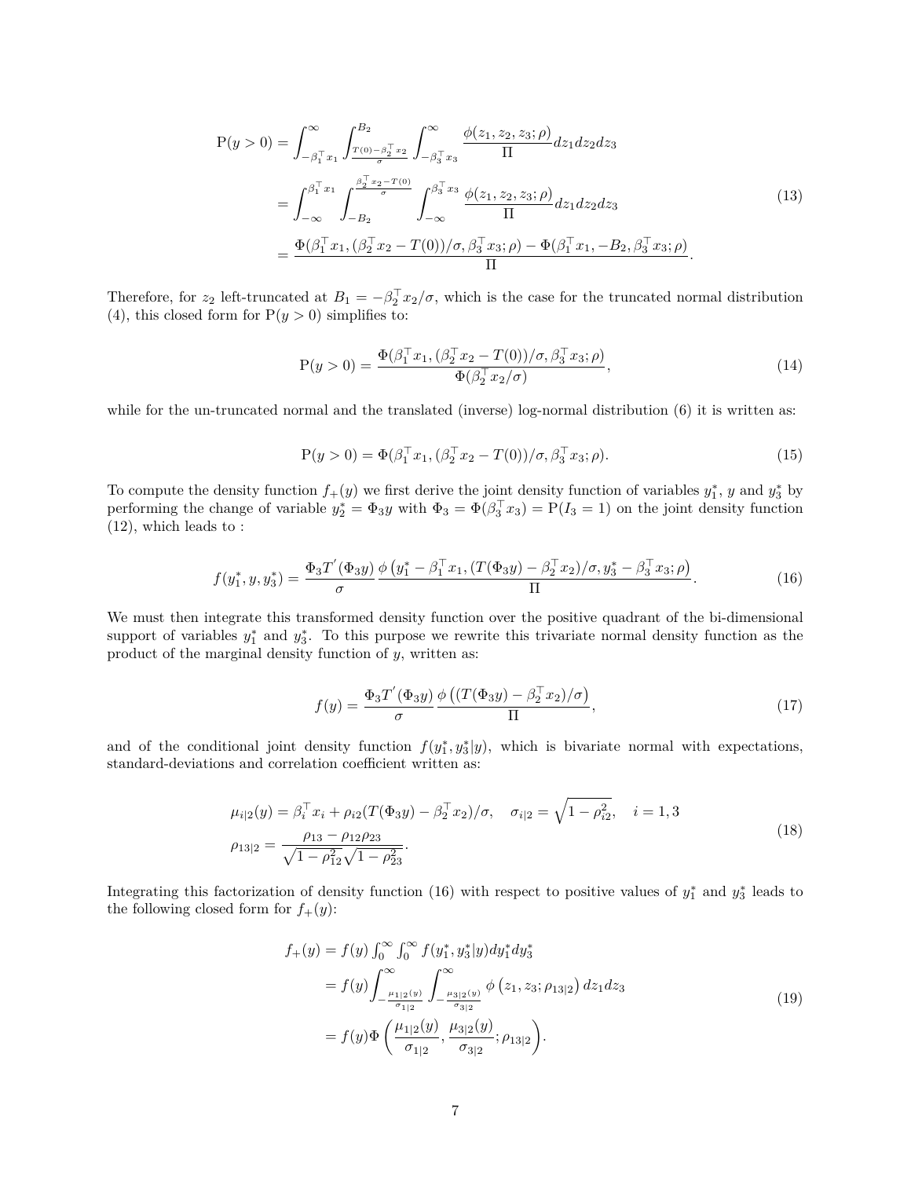$$
\begin{aligned}
\mathrm{P}(y>0) &= \int_{-\beta_1^\top x_1}^{\infty} \int_{\frac{T(0)-\beta_2^\top x_2}{\sigma}}^{B_2} \int_{-\beta_3^\top x_3}^{\infty} \frac{\phi(z_1,z_2,z_3;\rho)}{\Pi} dz_1 dz_2 dz_3 \\
&= \int_{-\infty}^{\beta_1^\top x_1} \int_{-B_2}^{\frac{\beta_2^\top x_2 - T(0)}{\sigma}} \int_{-\infty}^{\beta_3^\top x_3} \frac{\phi(z_1,z_2,z_3;\rho)}{\Pi} dz_1 dz_2 dz_3 \\
&= \frac{\Phi(\beta_1^\top x_1, (\beta_2^\top x_2 - T(0))/\sigma, \beta_3^\top x_3; \rho) - \Phi(\beta_1^\top x_1, -B_2, \beta_3^\top x_3; \rho)}{\Pi}.
\end{aligned} \tag{13}
$$

Therefore, for $z_2$ left-truncated at $B_1 = -\beta_2^\top x_2/\sigma$, which is the case for the truncated normal distribution (4), this closed form for $\mathrm{P}(y>0)$ simplifies to:

$$
\mathrm{P}(y>0) = \frac{\Phi(\beta_1^\top x_1, (\beta_2^\top x_2 - T(0))/\sigma, \beta_3^\top x_3; \rho)}{\Phi(\beta_2^\top x_2/\sigma)}, \tag{14}
$$

while for the un-truncated normal and the translated (inverse) log-normal distribution (6) it is written as:

$$
\mathrm{P}(y>0) = \Phi(\beta_1^\top x_1, (\beta_2^\top x_2 - T(0))/\sigma, \beta_3^\top x_3; \rho). \tag{15}
$$

To compute the density function $f_+(y)$ we first derive the joint density function of variables $y_1^*$, $y$ and $y_3^*$ by performing the change of variable $y_2^* = \Phi_3 y$ with $\Phi_3 = \Phi(\beta_3^\top x_3) = \mathrm{P}(I_3 = 1)$ on the joint density function (12), which leads to :

$$
f(y_1^*, y, y_3^*) = \frac{\Phi_3 T'(\Phi_3 y)}{\sigma} \frac{\phi\left(y_1^* - \beta_1^\top x_1, (T(\Phi_3 y) - \beta_2^\top x_2)/\sigma, y_3^* - \beta_3^\top x_3; \rho\right)}{\Pi}. \tag{16}
$$

We must then integrate this transformed density function over the positive quadrant of the bi-dimensional support of variables $y_1^*$ and $y_3^*$. To this purpose we rewrite this trivariate normal density function as the product of the marginal density function of $y$, written as:

$$
f(y) = \frac{\Phi_3 T'(\Phi_3 y)}{\sigma} \frac{\phi\left((T(\Phi_3 y) - \beta_2^\top x_2)/\sigma\right)}{\Pi}, \tag{17}
$$

and of the conditional joint density function $f(y_1^*, y_3^* | y)$, which is bivariate normal with expectations, standard-deviations and correlation coefficient written as:

$$
\begin{aligned}
&\mu_{i|2}(y) = \beta_i^\top x_i + \rho_{i2}(T(\Phi_3 y) - \beta_2^\top x_2)/\sigma, \quad \sigma_{i|2} = \sqrt{1-\rho_{i2}^2}, \quad i = 1,3 \\
&\rho_{13|2} = \frac{\rho_{13} - \rho_{12}\rho_{23}}{\sqrt{1-\rho_{12}^2}\sqrt{1-\rho_{23}^2}}.
\end{aligned} \tag{18}
$$

Integrating this factorization of density function (16) with respect to positive values of $y_1^*$ and $y_3^*$ leads to the following closed form for $f_+(y)$:

$$
\begin{aligned}
f_+(y) &= f(y) \int_0^\infty \int_0^\infty f(y_1^*, y_3^* | y) dy_1^* dy_3^* \\
&= f(y) \int_{-\frac{\mu_{1|2}(y)}{\sigma_{1|2}}}^{\infty} \int_{-\frac{\mu_{3|2}(y)}{\sigma_{3|2}}}^{\infty} \phi\left(z_1, z_3; \rho_{13|2}\right) dz_1 dz_3 \\
&= f(y) \Phi\left(\frac{\mu_{1|2}(y)}{\sigma_{1|2}}, \frac{\mu_{3|2}(y)}{\sigma_{3|2}}; \rho_{13|2}\right).
\end{aligned} \tag{19}
$$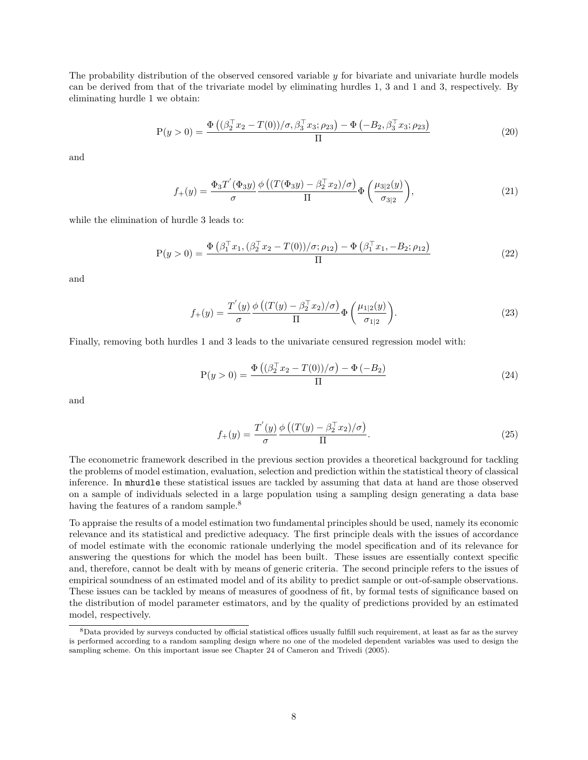The probability distribution of the observed censored variable $y$ for bivariate and univariate hurdle models can be derived from that of the trivariate model by eliminating hurdles 1, 3 and 1 and 3, respectively. By eliminating hurdle 1 we obtain:

$$\mathrm{P}(y > 0) = \frac{\Phi\left((\beta_2^\top x_2 - T(0))/\sigma, \beta_3^\top x_3; \rho_{23}\right) - \Phi\left(-B_2, \beta_3^\top x_3; \rho_{23}\right)}{\Pi} \tag{20}$$

and

$$f_+(y) = \frac{\Phi_3 T^{'}(\Phi_3 y)}{\sigma} \frac{\phi\left((T(\Phi_3 y) - \beta_2^\top x_2)/\sigma\right)}{\Pi} \Phi\left(\frac{\mu_{3|2}(y)}{\sigma_{3|2}}\right), \tag{21}$$

while the elimination of hurdle 3 leads to:

$$\mathrm{P}(y > 0) = \frac{\Phi\left(\beta_1^\top x_1, (\beta_2^\top x_2 - T(0))/\sigma; \rho_{12}\right) - \Phi\left(\beta_1^\top x_1, -B_2; \rho_{12}\right)}{\Pi} \tag{22}$$

and

$$f_+(y) = \frac{T^{'}(y)}{\sigma} \frac{\phi\left((T(y) - \beta_2^\top x_2)/\sigma\right)}{\Pi} \Phi\left(\frac{\mu_{1|2}(y)}{\sigma_{1|2}}\right). \tag{23}$$

Finally, removing both hurdles 1 and 3 leads to the univariate censured regression model with:

$$\mathrm{P}(y > 0) = \frac{\Phi\left((\beta_2^\top x_2 - T(0))/\sigma\right) - \Phi\left(-B_2\right)}{\Pi} \tag{24}$$

and

$$f_+(y) = \frac{T^{'}(y)}{\sigma} \frac{\phi\left((T(y) - \beta_2^\top x_2)/\sigma\right)}{\Pi}. \tag{25}$$

The econometric framework described in the previous section provides a theoretical background for tackling the problems of model estimation, evaluation, selection and prediction within the statistical theory of classical inference. In `mhurdle` these statistical issues are tackled by assuming that data at hand are those observed on a sample of individuals selected in a large population using a sampling design generating a data base having the features of a random sample.[8]

To appraise the results of a model estimation two fundamental principles should be used, namely its economic relevance and its statistical and predictive adequacy. The first principle deals with the issues of accordance of model estimate with the economic rationale underlying the model specification and of its relevance for answering the questions for which the model has been built. These issues are essentially context specific and, therefore, cannot be dealt with by means of generic criteria. The second principle refers to the issues of empirical soundness of an estimated model and of its ability to predict sample or out-of-sample observations. These issues can be tackled by means of measures of goodness of fit, by formal tests of significance based on the distribution of model parameter estimators, and by the quality of predictions provided by an estimated model, respectively.

[8] Data provided by surveys conducted by official statistical offices usually fulfill such requirement, at least as far as the survey is performed according to a random sampling design where no one of the modeled dependent variables was used to design the sampling scheme. On this important issue see Chapter 24 of Cameron and Trivedi (2005).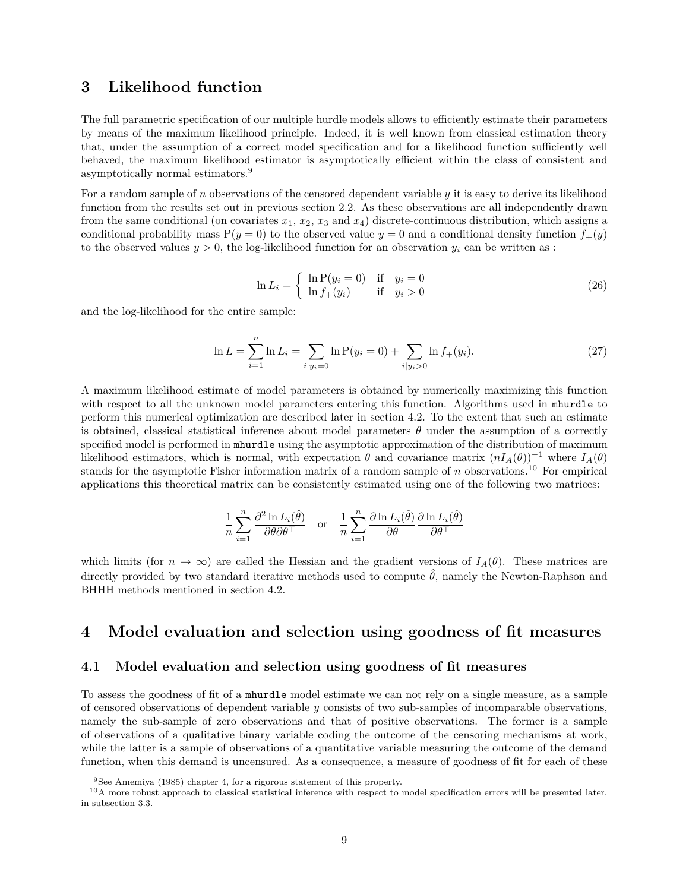# 3 Likelihood function

The full parametric specification of our multiple hurdle models allows to efficiently estimate their parameters by means of the maximum likelihood principle. Indeed, it is well known from classical estimation theory that, under the assumption of a correct model specification and for a likelihood function sufficiently well behaved, the maximum likelihood estimator is asymptotically efficient within the class of consistent and asymptotically normal estimators.[9]

For a random sample of $n$ observations of the censored dependent variable $y$ it is easy to derive its likelihood function from the results set out in previous section 2.2. As these observations are all independently drawn from the same conditional (on covariates $x_1$, $x_2$, $x_3$ and $x_4$) discrete-continuous distribution, which assigns a conditional probability mass $\mathrm{P}(y=0)$ to the observed value $y=0$ and a conditional density function $f_+(y)$ to the observed values $y>0$, the log-likelihood function for an observation $y_i$ can be written as :

$$\ln L_i = \begin{cases} \ln \mathrm{P}(y_i = 0) & \text{if} \quad y_i = 0 \\ \ln f_+(y_i) & \text{if} \quad y_i > 0 \end{cases} \tag{26}$$

and the log-likelihood for the entire sample:

$$\ln L = \sum_{i=1}^{n} \ln L_i = \sum_{i|y_i=0} \ln \mathrm{P}(y_i = 0) + \sum_{i|y_i>0} \ln f_+(y_i). \tag{27}$$

A maximum likelihood estimate of model parameters is obtained by numerically maximizing this function with respect to all the unknown model parameters entering this function. Algorithms used in `mhurdle` to perform this numerical optimization are described later in section 4.2. To the extent that such an estimate is obtained, classical statistical inference about model parameters $\theta$ under the assumption of a correctly specified model is performed in `mhurdle` using the asymptotic approximation of the distribution of maximum likelihood estimators, which is normal, with expectation $\theta$ and covariance matrix $(nI_A(\theta))^{-1}$ where $I_A(\theta)$ stands for the asymptotic Fisher information matrix of a random sample of $n$ observations.[10] For empirical applications this theoretical matrix can be consistently estimated using one of the following two matrices:

$$\frac{1}{n}\sum_{i=1}^{n} \frac{\partial^2 \ln L_i(\hat{\theta})}{\partial\theta\partial\theta^\top} \quad \text{or} \quad \frac{1}{n}\sum_{i=1}^{n} \frac{\partial \ln L_i(\hat{\theta})}{\partial\theta}\frac{\partial \ln L_i(\hat{\theta})}{\partial\theta^\top}$$

which limits (for $n \to \infty$) are called the Hessian and the gradient versions of $I_A(\theta)$. These matrices are directly provided by two standard iterative methods used to compute $\hat{\theta}$, namely the Newton-Raphson and BHHH methods mentioned in section 4.2.

# 4 Model evaluation and selection using goodness of fit measures

## 4.1 Model evaluation and selection using goodness of fit measures

To assess the goodness of fit of a `mhurdle` model estimate we can not rely on a single measure, as a sample of censored observations of dependent variable $y$ consists of two sub-samples of incomparable observations, namely the sub-sample of zero observations and that of positive observations. The former is a sample of observations of a qualitative binary variable coding the outcome of the censoring mechanisms at work, while the latter is a sample of observations of a quantitative variable measuring the outcome of the demand function, when this demand is uncensured. As a consequence, a measure of goodness of fit for each of these

[9] See Amemiya (1985) chapter 4, for a rigorous statement of this property.

[10] A more robust approach to classical statistical inference with respect to model specification errors will be presented later, in subsection 3.3.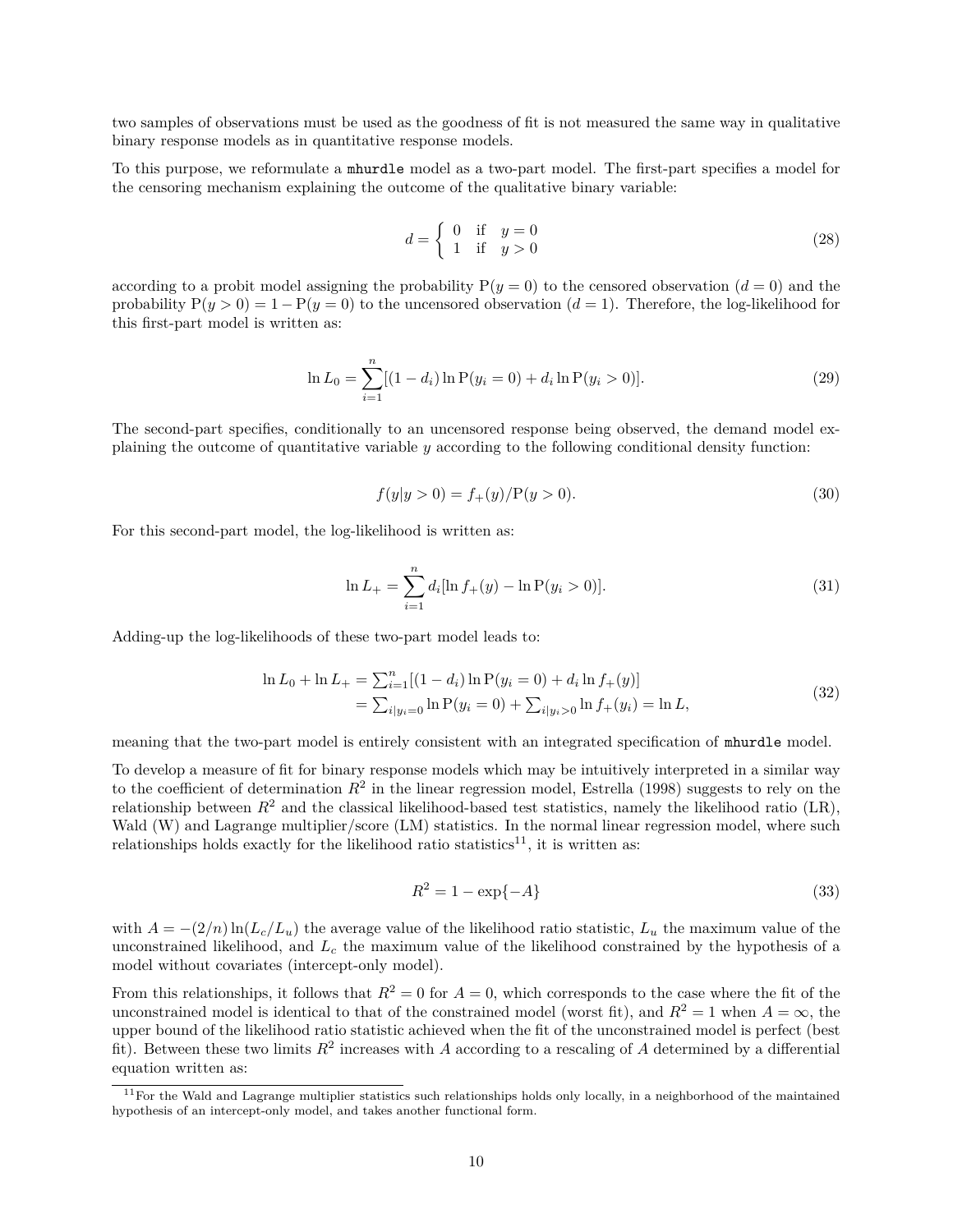two samples of observations must be used as the goodness of fit is not measured the same way in qualitative binary response models as in quantitative response models.

To this purpose, we reformulate a `mhurdle` model as a two-part model. The first-part specifies a model for the censoring mechanism explaining the outcome of the qualitative binary variable:

$$d = \begin{cases} 0 & \text{if} \quad y = 0 \\ 1 & \text{if} \quad y > 0 \end{cases} \tag{28}$$

according to a probit model assigning the probability $\mathrm{P}(y = 0)$ to the censored observation ($d = 0$) and the probability $\mathrm{P}(y > 0) = 1 - \mathrm{P}(y = 0)$ to the uncensored observation ($d = 1$). Therefore, the log-likelihood for this first-part model is written as:

$$\ln L_0 = \sum_{i=1}^{n} [(1 - d_i) \ln \mathrm{P}(y_i = 0) + d_i \ln \mathrm{P}(y_i > 0)]. \tag{29}$$

The second-part specifies, conditionally to an uncensored response being observed, the demand model explaining the outcome of quantitative variable $y$ according to the following conditional density function:

$$f(y|y > 0) = f_+(y)/\mathrm{P}(y > 0). \tag{30}$$

For this second-part model, the log-likelihood is written as:

$$\ln L_+ = \sum_{i=1}^{n} d_i [\ln f_+(y) - \ln \mathrm{P}(y_i > 0)]. \tag{31}$$

Adding-up the log-likelihoods of these two-part model leads to:

$$\begin{aligned} \ln L_0 + \ln L_+ &= \textstyle\sum_{i=1}^{n} [(1 - d_i) \ln \mathrm{P}(y_i = 0) + d_i \ln f_+(y)] \\ &= \textstyle\sum_{i|y_i=0} \ln \mathrm{P}(y_i = 0) + \sum_{i|y_i>0} \ln f_+(y_i) = \ln L, \end{aligned} \tag{32}$$

meaning that the two-part model is entirely consistent with an integrated specification of `mhurdle` model.

To develop a measure of fit for binary response models which may be intuitively interpreted in a similar way to the coefficient of determination $R^2$ in the linear regression model, Estrella (1998) suggests to rely on the relationship between $R^2$ and the classical likelihood-based test statistics, namely the likelihood ratio (LR), Wald (W) and Lagrange multiplier/score (LM) statistics. In the normal linear regression model, where such relationships holds exactly for the likelihood ratio statistics[11], it is written as:

$$R^2 = 1 - \exp\{-A\} \tag{33}$$

with $A = -(2/n) \ln(L_c/L_u)$ the average value of the likelihood ratio statistic, $L_u$ the maximum value of the unconstrained likelihood, and $L_c$ the maximum value of the likelihood constrained by the hypothesis of a model without covariates (intercept-only model).

From this relationships, it follows that $R^2 = 0$ for $A = 0$, which corresponds to the case where the fit of the unconstrained model is identical to that of the constrained model (worst fit), and $R^2 = 1$ when $A = \infty$, the upper bound of the likelihood ratio statistic achieved when the fit of the unconstrained model is perfect (best fit). Between these two limits $R^2$ increases with $A$ according to a rescaling of $A$ determined by a differential equation written as:

[11] For the Wald and Lagrange multiplier statistics such relationships holds only locally, in a neighborhood of the maintained hypothesis of an intercept-only model, and takes another functional form.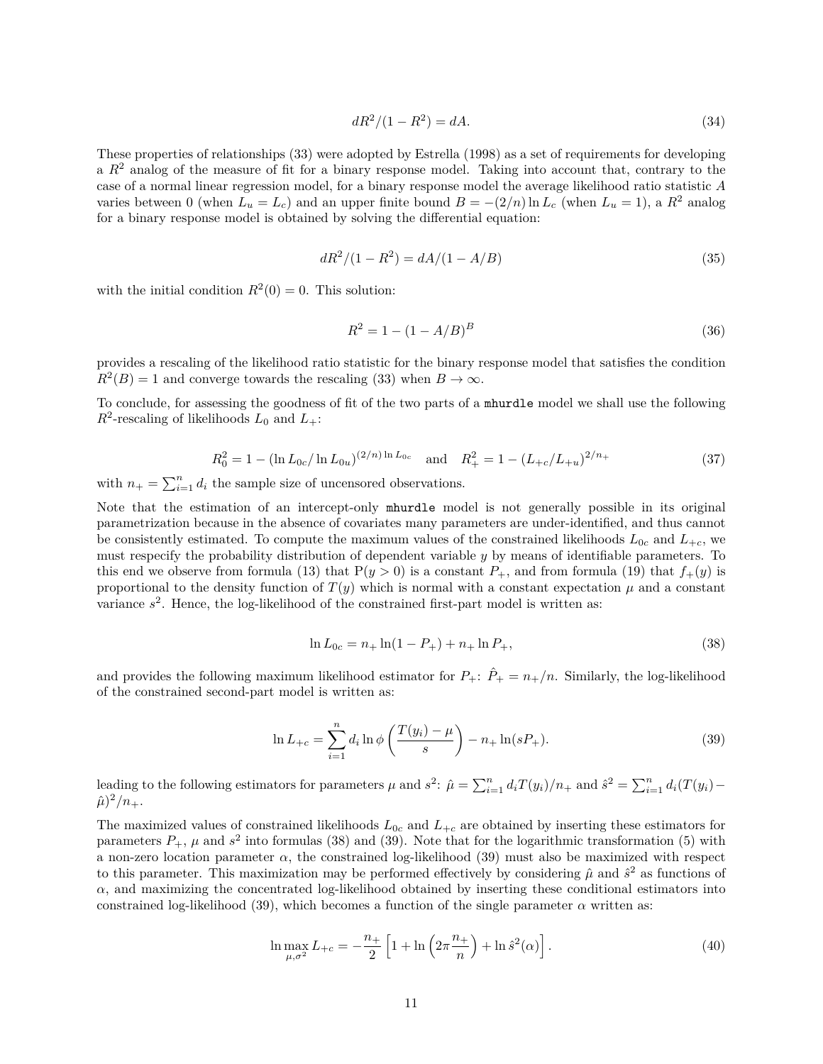$$dR^2/(1-R^2) = dA. \tag{34}$$

These properties of relationships (33) were adopted by Estrella (1998) as a set of requirements for developing a $R^2$ analog of the measure of fit for a binary response model. Taking into account that, contrary to the case of a normal linear regression model, for a binary response model the average likelihood ratio statistic $A$ varies between 0 (when $L_u = L_c$) and an upper finite bound $B = -(2/n)\ln L_c$ (when $L_u = 1$), a $R^2$ analog for a binary response model is obtained by solving the differential equation:

$$dR^2/(1-R^2) = dA/(1-A/B) \tag{35}$$

with the initial condition $R^2(0) = 0$. This solution:

$$R^2 = 1 - (1 - A/B)^B \tag{36}$$

provides a rescaling of the likelihood ratio statistic for the binary response model that satisfies the condition $R^2(B) = 1$ and converge towards the rescaling (33) when $B \to \infty$.

To conclude, for assessing the goodness of fit of the two parts of a mhurdle model we shall use the following $R^2$-rescaling of likelihoods $L_0$ and $L_+$:

$$R_0^2 = 1 - (\ln L_{0c}/\ln L_{0u})^{(2/n)\ln L_{0c}} \quad \text{and} \quad R_+^2 = 1 - (L_{+c}/L_{+u})^{2/n_+} \tag{37}$$

with $n_+ = \sum_{i=1}^n d_i$ the sample size of uncensored observations.

Note that the estimation of an intercept-only mhurdle model is not generally possible in its original parametrization because in the absence of covariates many parameters are under-identified, and thus cannot be consistently estimated. To compute the maximum values of the constrained likelihoods $L_{0c}$ and $L_{+c}$, we must respecify the probability distribution of dependent variable $y$ by means of identifiable parameters. To this end we observe from formula (13) that $\mathrm{P}(y > 0)$ is a constant $P_+$, and from formula (19) that $f_+(y)$ is proportional to the density function of $T(y)$ which is normal with a constant expectation $\mu$ and a constant variance $s^2$. Hence, the log-likelihood of the constrained first-part model is written as:

$$\ln L_{0c} = n_+ \ln(1 - P_+) + n_+ \ln P_+, \tag{38}$$

and provides the following maximum likelihood estimator for $P_+$: $\hat{P}_+ = n_+/n$. Similarly, the log-likelihood of the constrained second-part model is written as:

$$\ln L_{+c} = \sum_{i=1}^n d_i \ln \phi\left(\frac{T(y_i) - \mu}{s}\right) - n_+ \ln(sP_+). \tag{39}$$

leading to the following estimators for parameters $\mu$ and $s^2$: $\hat{\mu} = \sum_{i=1}^n d_i T(y_i)/n_+$ and $\hat{s}^2 = \sum_{i=1}^n d_i (T(y_i) - \hat{\mu})^2/n_+$.

The maximized values of constrained likelihoods $L_{0c}$ and $L_{+c}$ are obtained by inserting these estimators for parameters $P_+$, $\mu$ and $s^2$ into formulas (38) and (39). Note that for the logarithmic transformation (5) with a non-zero location parameter $\alpha$, the constrained log-likelihood (39) must also be maximized with respect to this parameter. This maximization may be performed effectively by considering $\hat{\mu}$ and $\hat{s}^2$ as functions of $\alpha$, and maximizing the concentrated log-likelihood obtained by inserting these conditional estimators into constrained log-likelihood (39), which becomes a function of the single parameter $\alpha$ written as:

$$\ln \max_{\mu, \sigma^2} L_{+c} = -\frac{n_+}{2}\left[1 + \ln\left(2\pi \frac{n_+}{n}\right) + \ln \hat{s}^2(\alpha)\right]. \tag{40}$$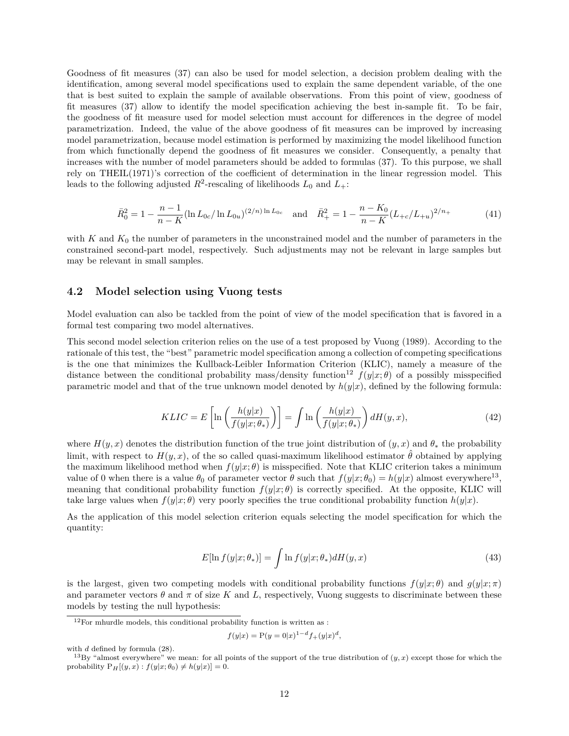Goodness of fit measures (37) can also be used for model selection, a decision problem dealing with the identification, among several model specifications used to explain the same dependent variable, of the one that is best suited to explain the sample of available observations. From this point of view, goodness of fit measures (37) allow to identify the model specification achieving the best in-sample fit. To be fair, the goodness of fit measure used for model selection must account for differences in the degree of model parametrization. Indeed, the value of the above goodness of fit measures can be improved by increasing model parametrization, because model estimation is performed by maximizing the model likelihood function from which functionally depend the goodness of fit measures we consider. Consequently, a penalty that increases with the number of model parameters should be added to formulas (37). To this purpose, we shall rely on THEIL(1971)'s correction of the coefficient of determination in the linear regression model. This leads to the following adjusted $R^2$-rescaling of likelihoods $L_0$ and $L_+$:

$$\bar{R}_0^2 = 1 - \frac{n-1}{n-K}(\ln L_{0c}/\ln L_{0u})^{(2/n)\ln L_{0c}} \quad \text{and} \quad \bar{R}_+^2 = 1 - \frac{n-K_0}{n-K}(L_{+c}/L_{+u})^{2/n_+} \tag{41}$$

with $K$ and $K_0$ the number of parameters in the unconstrained model and the number of parameters in the constrained second-part model, respectively. Such adjustments may not be relevant in large samples but may be relevant in small samples.

## 4.2 Model selection using Vuong tests

Model evaluation can also be tackled from the point of view of the model specification that is favored in a formal test comparing two model alternatives.

This second model selection criterion relies on the use of a test proposed by Vuong (1989). According to the rationale of this test, the "best" parametric model specification among a collection of competing specifications is the one that minimizes the Kullback-Leibler Information Criterion (KLIC), namely a measure of the distance between the conditional probability mass/density function[12] $f(y|x;\theta)$ of a possibly misspecified parametric model and that of the true unknown model denoted by $h(y|x)$, defined by the following formula:

$$KLIC = E\left[\ln\left(\frac{h(y|x)}{f(y|x;\theta_*)}\right)\right] = \int \ln\left(\frac{h(y|x)}{f(y|x;\theta_*)}\right) dH(y,x), \tag{42}$$

where $H(y,x)$ denotes the distribution function of the true joint distribution of $(y,x)$ and $\theta_*$ the probability limit, with respect to $H(y,x)$, of the so called quasi-maximum likelihood estimator $\hat{\theta}$ obtained by applying the maximum likelihood method when $f(y|x;\theta)$ is misspecified. Note that KLIC criterion takes a minimum value of 0 when there is a value $\theta_0$ of parameter vector $\theta$ such that $f(y|x;\theta_0) = h(y|x)$ almost everywhere[13], meaning that conditional probability function $f(y|x;\theta)$ is correctly specified. At the opposite, KLIC will take large values when $f(y|x;\theta)$ very poorly specifies the true conditional probability function $h(y|x)$.

As the application of this model selection criterion equals selecting the model specification for which the quantity:

$$E[\ln f(y|x;\theta_*)] = \int \ln f(y|x;\theta_*) dH(y,x) \tag{43}$$

is the largest, given two competing models with conditional probability functions $f(y|x;\theta)$ and $g(y|x;\pi)$ and parameter vectors $\theta$ and $\pi$ of size $K$ and $L$, respectively, Vuong suggests to discriminate between these models by testing the null hypothesis:

---

[12] For mhurdle models, this conditional probability function is written as :

$$f(y|x) = \mathrm{P}(y=0|x)^{1-d} f_+(y|x)^d,$$

with $d$ defined by formula (28).

[13] By "almost everywhere" we mean: for all points of the support of the true distribution of $(y,x)$ except those for which the probability $\mathrm{P}_H[(y,x) : f(y|x;\theta_0) \neq h(y|x)] = 0$.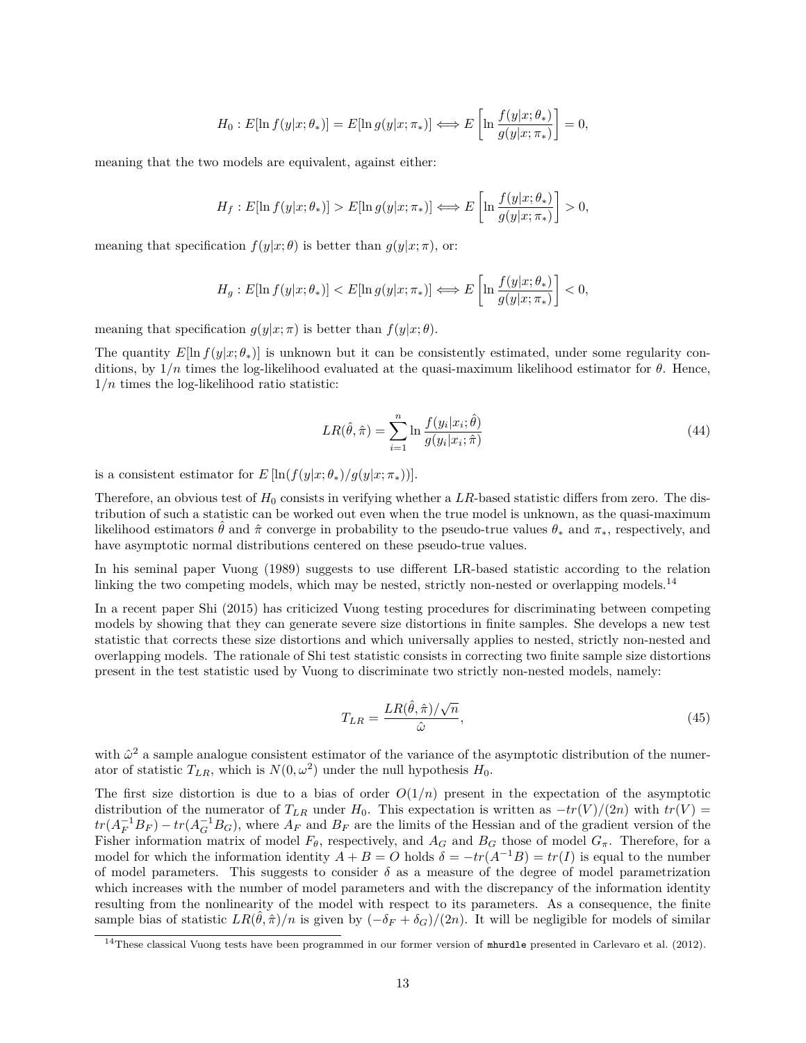$$H_0 : E[\ln f(y|x;\theta_*)] = E[\ln g(y|x;\pi_*)] \Longleftrightarrow E\left[\ln \frac{f(y|x;\theta_*)}{g(y|x;\pi_*)}\right] = 0,$$

meaning that the two models are equivalent, against either:

$$H_f : E[\ln f(y|x;\theta_*)] > E[\ln g(y|x;\pi_*)] \Longleftrightarrow E\left[\ln \frac{f(y|x;\theta_*)}{g(y|x;\pi_*)}\right] > 0,$$

meaning that specification $f(y|x;\theta)$ is better than $g(y|x;\pi)$, or:

$$H_g : E[\ln f(y|x;\theta_*)] < E[\ln g(y|x;\pi_*)] \Longleftrightarrow E\left[\ln \frac{f(y|x;\theta_*)}{g(y|x;\pi_*)}\right] < 0,$$

meaning that specification $g(y|x;\pi)$ is better than $f(y|x;\theta)$.

The quantity $E[\ln f(y|x;\theta_*)]$ is unknown but it can be consistently estimated, under some regularity conditions, by $1/n$ times the log-likelihood evaluated at the quasi-maximum likelihood estimator for $\theta$. Hence, $1/n$ times the log-likelihood ratio statistic:

$$LR(\hat{\theta},\hat{\pi}) = \sum_{i=1}^{n} \ln \frac{f(y_i|x_i;\hat{\theta})}{g(y_i|x_i;\hat{\pi})} \tag{44}$$

is a consistent estimator for $E\left[\ln(f(y|x;\theta_*)/g(y|x;\pi_*))\right]$.

Therefore, an obvious test of $H_0$ consists in verifying whether a $LR$-based statistic differs from zero. The distribution of such a statistic can be worked out even when the true model is unknown, as the quasi-maximum likelihood estimators $\hat{\theta}$ and $\hat{\pi}$ converge in probability to the pseudo-true values $\theta_*$ and $\pi_*$, respectively, and have asymptotic normal distributions centered on these pseudo-true values.

In his seminal paper Vuong (1989) suggests to use different LR-based statistic according to the relation linking the two competing models, which may be nested, strictly non-nested or overlapping models.[14]

In a recent paper Shi (2015) has criticized Vuong testing procedures for discriminating between competing models by showing that they can generate severe size distortions in finite samples. She develops a new test statistic that corrects these size distortions and which universally applies to nested, strictly non-nested and overlapping models. The rationale of Shi test statistic consists in correcting two finite sample size distortions present in the test statistic used by Vuong to discriminate two strictly non-nested models, namely:

$$T_{LR} = \frac{LR(\hat{\theta},\hat{\pi})/\sqrt{n}}{\hat{\omega}}, \tag{45}$$

with $\hat{\omega}^2$ a sample analogue consistent estimator of the variance of the asymptotic distribution of the numerator of statistic $T_{LR}$, which is $N(0,\omega^2)$ under the null hypothesis $H_0$.

The first size distortion is due to a bias of order $O(1/n)$ present in the expectation of the asymptotic distribution of the numerator of $T_{LR}$ under $H_0$. This expectation is written as $-tr(V)/(2n)$ with $tr(V) = tr(A_F^{-1}B_F) - tr(A_G^{-1}B_G)$, where $A_F$ and $B_F$ are the limits of the Hessian and of the gradient version of the Fisher information matrix of model $F_\theta$, respectively, and $A_G$ and $B_G$ those of model $G_\pi$. Therefore, for a model for which the information identity $A + B = O$ holds $\delta = -tr(A^{-1}B) = tr(I)$ is equal to the number of model parameters. This suggests to consider $\delta$ as a measure of the degree of model parametrization which increases with the number of model parameters and with the discrepancy of the information identity resulting from the nonlinearity of the model with respect to its parameters. As a consequence, the finite sample bias of statistic $LR(\hat{\theta},\hat{\pi})/n$ is given by $(-\delta_F + \delta_G)/(2n)$. It will be negligible for models of similar

[14] These classical Vuong tests have been programmed in our former version of `mhurdle` presented in Carlevaro et al. (2012).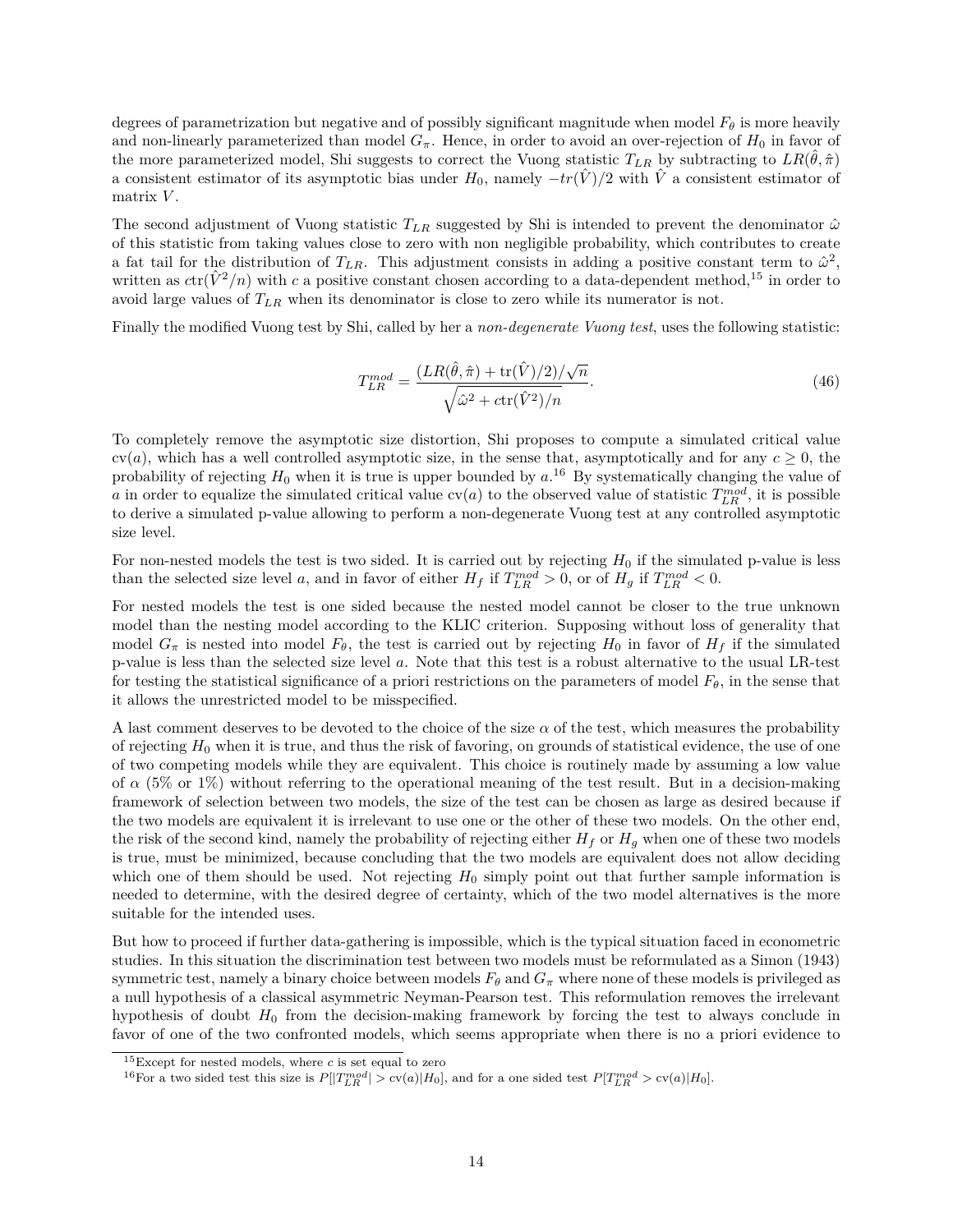degrees of parametrization but negative and of possibly significant magnitude when model $F_\theta$ is more heavily and non-linearly parameterized than model $G_\pi$. Hence, in order to avoid an over-rejection of $H_0$ in favor of the more parameterized model, Shi suggests to correct the Vuong statistic $T_{LR}$ by subtracting to $LR(\hat{\theta}, \hat{\pi})$ a consistent estimator of its asymptotic bias under $H_0$, namely $-tr(\hat{V})/2$ with $\hat{V}$ a consistent estimator of matrix $V$.

The second adjustment of Vuong statistic $T_{LR}$ suggested by Shi is intended to prevent the denominator $\hat{\omega}$ of this statistic from taking values close to zero with non negligible probability, which contributes to create a fat tail for the distribution of $T_{LR}$. This adjustment consists in adding a positive constant term to $\hat{\omega}^2$, written as $c\text{tr}(\hat{V}^2/n)$ with $c$ a positive constant chosen according to a data-dependent method,[15] in order to avoid large values of $T_{LR}$ when its denominator is close to zero while its numerator is not.

Finally the modified Vuong test by Shi, called by her a *non-degenerate Vuong test*, uses the following statistic:

$$T_{LR}^{mod} = \frac{(LR(\hat{\theta}, \hat{\pi}) + \text{tr}(\hat{V})/2)/\sqrt{n}}{\sqrt{\hat{\omega}^2 + c\text{tr}(\hat{V}^2)/n}}. \tag{46}$$

To completely remove the asymptotic size distortion, Shi proposes to compute a simulated critical value $\text{cv}(a)$, which has a well controlled asymptotic size, in the sense that, asymptotically and for any $c \geq 0$, the probability of rejecting $H_0$ when it is true is upper bounded by $a$.[16] By systematically changing the value of $a$ in order to equalize the simulated critical value $\text{cv}(a)$ to the observed value of statistic $T_{LR}^{mod}$, it is possible to derive a simulated p-value allowing to perform a non-degenerate Vuong test at any controlled asymptotic size level.

For non-nested models the test is two sided. It is carried out by rejecting $H_0$ if the simulated p-value is less than the selected size level $a$, and in favor of either $H_f$ if $T_{LR}^{mod} > 0$, or of $H_g$ if $T_{LR}^{mod} < 0$.

For nested models the test is one sided because the nested model cannot be closer to the true unknown model than the nesting model according to the KLIC criterion. Supposing without loss of generality that model $G_\pi$ is nested into model $F_\theta$, the test is carried out by rejecting $H_0$ in favor of $H_f$ if the simulated p-value is less than the selected size level $a$. Note that this test is a robust alternative to the usual LR-test for testing the statistical significance of a priori restrictions on the parameters of model $F_\theta$, in the sense that it allows the unrestricted model to be misspecified.

A last comment deserves to be devoted to the choice of the size $\alpha$ of the test, which measures the probability of rejecting $H_0$ when it is true, and thus the risk of favoring, on grounds of statistical evidence, the use of one of two competing models while they are equivalent. This choice is routinely made by assuming a low value of $\alpha$ (5% or 1%) without referring to the operational meaning of the test result. But in a decision-making framework of selection between two models, the size of the test can be chosen as large as desired because if the two models are equivalent it is irrelevant to use one or the other of these two models. On the other end, the risk of the second kind, namely the probability of rejecting either $H_f$ or $H_g$ when one of these two models is true, must be minimized, because concluding that the two models are equivalent does not allow deciding which one of them should be used. Not rejecting $H_0$ simply point out that further sample information is needed to determine, with the desired degree of certainty, which of the two model alternatives is the more suitable for the intended uses.

But how to proceed if further data-gathering is impossible, which is the typical situation faced in econometric studies. In this situation the discrimination test between two models must be reformulated as a Simon (1943) symmetric test, namely a binary choice between models $F_\theta$ and $G_\pi$ where none of these models is privileged as a null hypothesis of a classical asymmetric Neyman-Pearson test. This reformulation removes the irrelevant hypothesis of doubt $H_0$ from the decision-making framework by forcing the test to always conclude in favor of one of the two confronted models, which seems appropriate when there is no a priori evidence to

[15] Except for nested models, where $c$ is set equal to zero

[16] For a two sided test this size is $P[|T_{LR}^{mod}| > \text{cv}(a)|H_0]$, and for a one sided test $P[T_{LR}^{mod} > \text{cv}(a)|H_0]$.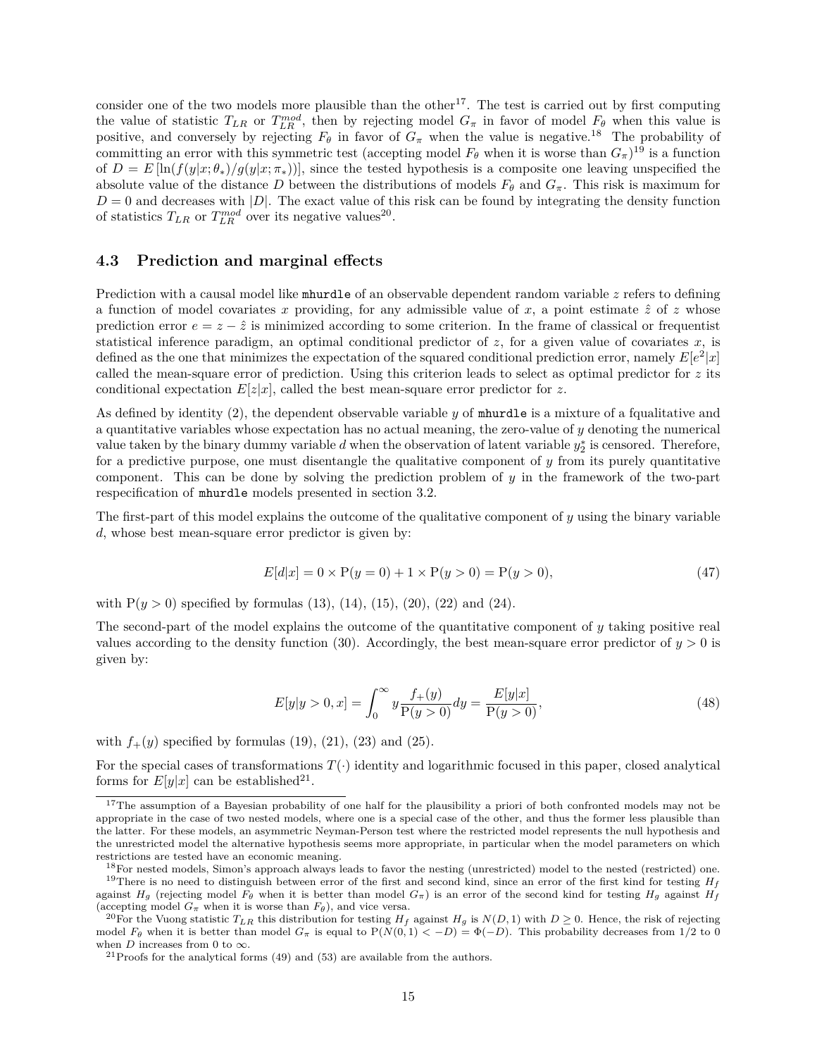consider one of the two models more plausible than the other[17]. The test is carried out by first computing the value of statistic $T_{LR}$ or $T_{LR}^{mod}$, then by rejecting model $G_\pi$ in favor of model $F_\theta$ when this value is positive, and conversely by rejecting $F_\theta$ in favor of $G_\pi$ when the value is negative.[18] The probability of committing an error with this symmetric test (accepting model $F_\theta$ when it is worse than $G_\pi$)[19] is a function of $D = E\left[\ln(f(y|x;\theta_*)/g(y|x;\pi_*))\right]$, since the tested hypothesis is a composite one leaving unspecified the absolute value of the distance $D$ between the distributions of models $F_\theta$ and $G_\pi$. This risk is maximum for $D = 0$ and decreases with $|D|$. The exact value of this risk can be found by integrating the density function of statistics $T_{LR}$ or $T_{LR}^{mod}$ over its negative values[20].

### 4.3 Prediction and marginal effects

Prediction with a causal model like `mhurdle` of an observable dependent random variable $z$ refers to defining a function of model covariates $x$ providing, for any admissible value of $x$, a point estimate $\hat{z}$ of $z$ whose prediction error $e = z - \hat{z}$ is minimized according to some criterion. In the frame of classical or frequentist statistical inference paradigm, an optimal conditional predictor of $z$, for a given value of covariates $x$, is defined as the one that minimizes the expectation of the squared conditional prediction error, namely $E[e^2|x]$ called the mean-square error of prediction. Using this criterion leads to select as optimal predictor for $z$ its conditional expectation $E[z|x]$, called the best mean-square error predictor for $z$.

As defined by identity (2), the dependent observable variable $y$ of `mhurdle` is a mixture of a fqualitative and a quantitative variables whose expectation has no actual meaning, the zero-value of $y$ denoting the numerical value taken by the binary dummy variable $d$ when the observation of latent variable $y_2^*$ is censored. Therefore, for a predictive purpose, one must disentangle the qualitative component of $y$ from its purely quantitative component. This can be done by solving the prediction problem of $y$ in the framework of the two-part respecification of `mhurdle` models presented in section 3.2.

The first-part of this model explains the outcome of the qualitative component of $y$ using the binary variable $d$, whose best mean-square error predictor is given by:

$$E[d|x] = 0 \times \mathrm{P}(y = 0) + 1 \times \mathrm{P}(y > 0) = \mathrm{P}(y > 0), \tag{47}$$

with $\mathrm{P}(y > 0)$ specified by formulas (13), (14), (15), (20), (22) and (24).

The second-part of the model explains the outcome of the quantitative component of $y$ taking positive real values according to the density function (30). Accordingly, the best mean-square error predictor of $y > 0$ is given by:

$$E[y|y > 0, x] = \int_0^\infty y \frac{f_+(y)}{\mathrm{P}(y > 0)} dy = \frac{E[y|x]}{\mathrm{P}(y > 0)}, \tag{48}$$

with $f_+(y)$ specified by formulas (19), (21), (23) and (25).

For the special cases of transformations $T(\cdot)$ identity and logarithmic focused in this paper, closed analytical forms for $E[y|x]$ can be established[21].

---

[17] The assumption of a Bayesian probability of one half for the plausibility a priori of both confronted models may not be appropriate in the case of two nested models, where one is a special case of the other, and thus the former less plausible than the latter. For these models, an asymmetric Neyman-Person test where the restricted model represents the null hypothesis and the unrestricted model the alternative hypothesis seems more appropriate, in particular when the model parameters on which restrictions are tested have an economic meaning.

[18] For nested models, Simon's approach always leads to favor the nesting (unrestricted) model to the nested (restricted) one.

[19] There is no need to distinguish between error of the first and second kind, since an error of the first kind for testing $H_f$ against $H_g$ (rejecting model $F_\theta$ when it is better than model $G_\pi$) is an error of the second kind for testing $H_g$ against $H_f$ (accepting model $G_\pi$ when it is worse than $F_\theta$), and vice versa.

[20] For the Vuong statistic $T_{LR}$ this distribution for testing $H_f$ against $H_g$ is $N(D, 1)$ with $D \geq 0$. Hence, the risk of rejecting model $F_\theta$ when it is better than model $G_\pi$ is equal to $\mathrm{P}(N(0,1) < -D) = \Phi(-D)$. This probability decreases from 1/2 to 0 when $D$ increases from 0 to $\infty$.

[21] Proofs for the analytical forms (49) and (53) are available from the authors.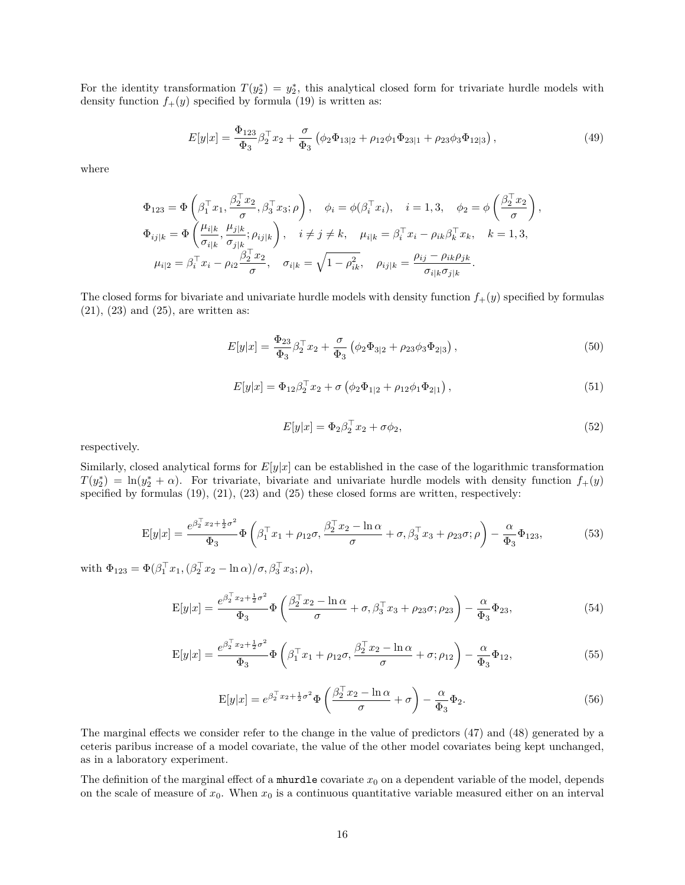For the identity transformation $T(y_2^*) = y_2^*$, this analytical closed form for trivariate hurdle models with density function $f_+(y)$ specified by formula (19) is written as:

$$E[y|x] = \frac{\Phi_{123}}{\Phi_3}\beta_2^\top x_2 + \frac{\sigma}{\Phi_3}\left(\phi_2\Phi_{13|2} + \rho_{12}\phi_1\Phi_{23|1} + \rho_{23}\phi_3\Phi_{12|3}\right), \tag{49}$$

where

$$\Phi_{123} = \Phi\left(\beta_1^\top x_1, \frac{\beta_2^\top x_2}{\sigma}, \beta_3^\top x_3; \rho\right), \quad \phi_i = \phi(\beta_i^\top x_i), \quad i = 1, 3, \quad \phi_2 = \phi\left(\frac{\beta_2^\top x_2}{\sigma}\right),$$

$$\Phi_{ij|k} = \Phi\left(\frac{\mu_{i|k}}{\sigma_{i|k}}, \frac{\mu_{j|k}}{\sigma_{j|k}}; \rho_{ij|k}\right), \quad i \neq j \neq k, \quad \mu_{i|k} = \beta_i^\top x_i - \rho_{ik}\beta_k^\top x_k, \quad k = 1, 3,$$

$$\mu_{i|2} = \beta_i^\top x_i - \rho_{i2}\frac{\beta_2^\top x_2}{\sigma}, \quad \sigma_{i|k} = \sqrt{1 - \rho_{ik}^2}, \quad \rho_{ij|k} = \frac{\rho_{ij} - \rho_{ik}\rho_{jk}}{\sigma_{i|k}\sigma_{j|k}}.$$

The closed forms for bivariate and univariate hurdle models with density function $f_+(y)$ specified by formulas (21), (23) and (25), are written as:

$$E[y|x] = \frac{\Phi_{23}}{\Phi_3}\beta_2^\top x_2 + \frac{\sigma}{\Phi_3}\left(\phi_2\Phi_{3|2} + \rho_{23}\phi_3\Phi_{2|3}\right), \tag{50}$$

$$E[y|x] = \Phi_{12}\beta_2^\top x_2 + \sigma\left(\phi_2\Phi_{1|2} + \rho_{12}\phi_1\Phi_{2|1}\right), \tag{51}$$

$$E[y|x] = \Phi_2\beta_2^\top x_2 + \sigma\phi_2, \tag{52}$$

respectively.

Similarly, closed analytical forms for $E[y|x]$ can be established in the case of the logarithmic transformation $T(y_2^*) = \ln(y_2^* + \alpha)$. For trivariate, bivariate and univariate hurdle models with density function $f_+(y)$ specified by formulas (19), (21), (23) and (25) these closed forms are written, respectively:

$$\mathrm{E}[y|x] = \frac{e^{\beta_2^\top x_2 + \frac{1}{2}\sigma^2}}{\Phi_3}\Phi\left(\beta_1^\top x_1 + \rho_{12}\sigma, \frac{\beta_2^\top x_2 - \ln\alpha}{\sigma} + \sigma, \beta_3^\top x_3 + \rho_{23}\sigma; \rho\right) - \frac{\alpha}{\Phi_3}\Phi_{123}, \tag{53}$$

with $\Phi_{123} = \Phi(\beta_1^\top x_1, (\beta_2^\top x_2 - \ln\alpha)/\sigma, \beta_3^\top x_3; \rho)$,

$$\mathrm{E}[y|x] = \frac{e^{\beta_2^\top x_2 + \frac{1}{2}\sigma^2}}{\Phi_3}\Phi\left(\frac{\beta_2^\top x_2 - \ln\alpha}{\sigma} + \sigma, \beta_3^\top x_3 + \rho_{23}\sigma; \rho_{23}\right) - \frac{\alpha}{\Phi_3}\Phi_{23}, \tag{54}$$

$$\mathrm{E}[y|x] = \frac{e^{\beta_2^\top x_2 + \frac{1}{2}\sigma^2}}{\Phi_3}\Phi\left(\beta_1^\top x_1 + \rho_{12}\sigma, \frac{\beta_2^\top x_2 - \ln\alpha}{\sigma} + \sigma; \rho_{12}\right) - \frac{\alpha}{\Phi_3}\Phi_{12}, \tag{55}$$

$$\mathrm{E}[y|x] = e^{\beta_2^\top x_2 + \frac{1}{2}\sigma^2}\Phi\left(\frac{\beta_2^\top x_2 - \ln\alpha}{\sigma} + \sigma\right) - \frac{\alpha}{\Phi_3}\Phi_2. \tag{56}$$

The marginal effects we consider refer to the change in the value of predictors (47) and (48) generated by a ceteris paribus increase of a model covariate, the value of the other model covariates being kept unchanged, as in a laboratory experiment.

The definition of the marginal effect of a `mhurdle` covariate $x_0$ on a dependent variable of the model, depends on the scale of measure of $x_0$. When $x_0$ is a continuous quantitative variable measured either on an interval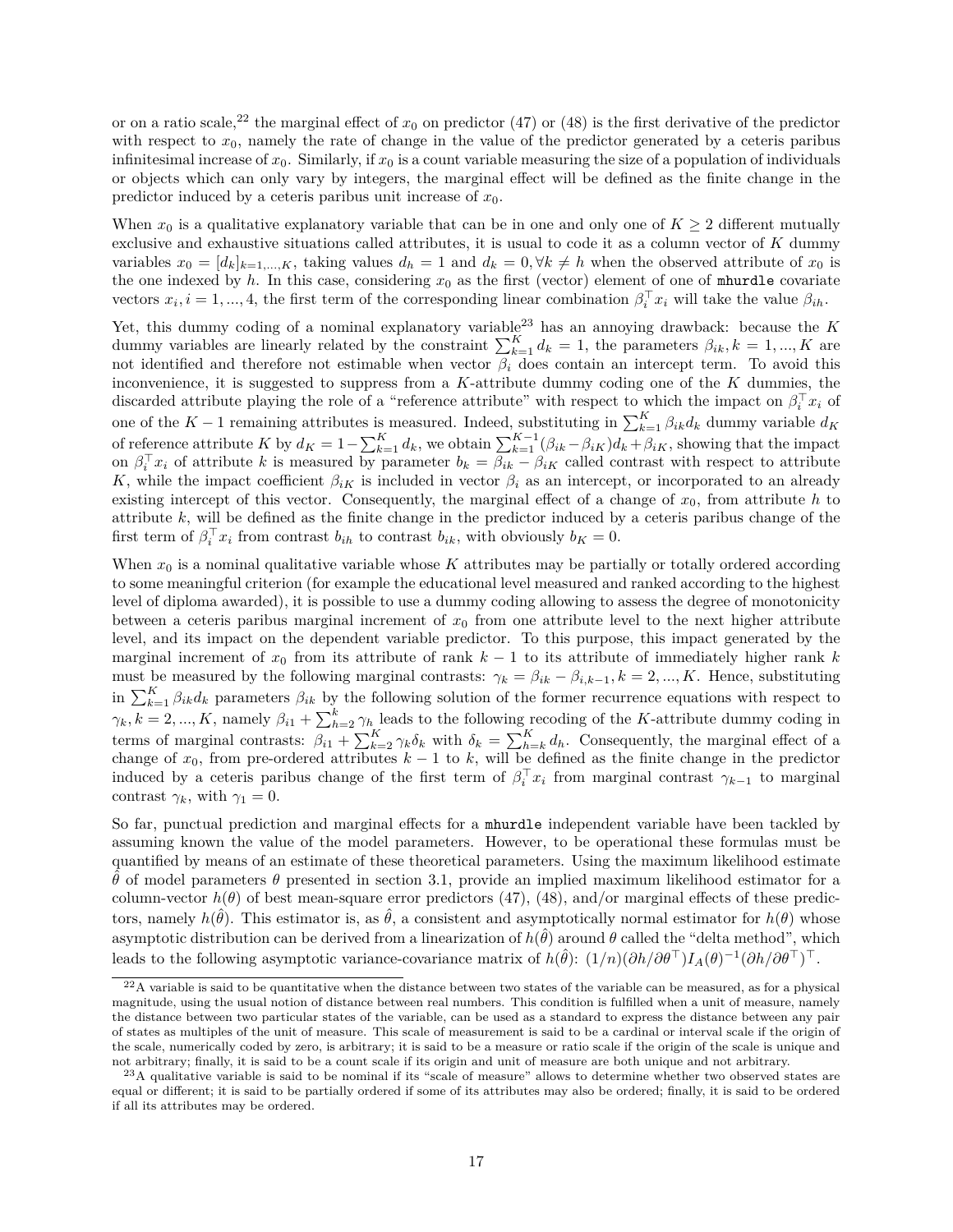or on a ratio scale,[22] the marginal effect of $x_0$ on predictor (47) or (48) is the first derivative of the predictor with respect to $x_0$, namely the rate of change in the value of the predictor generated by a ceteris paribus infinitesimal increase of $x_0$. Similarly, if $x_0$ is a count variable measuring the size of a population of individuals or objects which can only vary by integers, the marginal effect will be defined as the finite change in the predictor induced by a ceteris paribus unit increase of $x_0$.

When $x_0$ is a qualitative explanatory variable that can be in one and only one of $K \geq 2$ different mutually exclusive and exhaustive situations called attributes, it is usual to code it as a column vector of $K$ dummy variables $x_0 = [d_k]_{k=1,...,K}$, taking values $d_h = 1$ and $d_k = 0, \forall k \neq h$ when the observed attribute of $x_0$ is the one indexed by $h$. In this case, considering $x_0$ as the first (vector) element of one of `mhurdle` covariate vectors $x_i, i = 1, ..., 4$, the first term of the corresponding linear combination $\beta_i^\top x_i$ will take the value $\beta_{ih}$.

Yet, this dummy coding of a nominal explanatory variable[23] has an annoying drawback: because the $K$ dummy variables are linearly related by the constraint $\sum_{k=1}^K d_k = 1$, the parameters $\beta_{ik}, k = 1, ..., K$ are not identified and therefore not estimable when vector $\beta_i$ does contain an intercept term. To avoid this inconvenience, it is suggested to suppress from a $K$-attribute dummy coding one of the $K$ dummies, the discarded attribute playing the role of a "reference attribute" with respect to which the impact on $\beta_i^\top x_i$ of one of the $K-1$ remaining attributes is measured. Indeed, substituting in $\sum_{k=1}^K \beta_{ik} d_k$ dummy variable $d_K$ of reference attribute $K$ by $d_K = 1 - \sum_{k=1}^K d_k$, we obtain $\sum_{k=1}^{K-1} (\beta_{ik} - \beta_{iK}) d_k + \beta_{iK}$, showing that the impact on $\beta_i^\top x_i$ of attribute $k$ is measured by parameter $b_k = \beta_{ik} - \beta_{iK}$ called contrast with respect to attribute $K$, while the impact coefficient $\beta_{iK}$ is included in vector $\beta_i$ as an intercept, or incorporated to an already existing intercept of this vector. Consequently, the marginal effect of a change of $x_0$, from attribute $h$ to attribute $k$, will be defined as the finite change in the predictor induced by a ceteris paribus change of the first term of $\beta_i^\top x_i$ from contrast $b_{ih}$ to contrast $b_{ik}$, with obviously $b_K = 0$.

When $x_0$ is a nominal qualitative variable whose $K$ attributes may be partially or totally ordered according to some meaningful criterion (for example the educational level measured and ranked according to the highest level of diploma awarded), it is possible to use a dummy coding allowing to assess the degree of monotonicity between a ceteris paribus marginal increment of $x_0$ from one attribute level to the next higher attribute level, and its impact on the dependent variable predictor. To this purpose, this impact generated by the marginal increment of $x_0$ from its attribute of rank $k-1$ to its attribute of immediately higher rank $k$ must be measured by the following marginal contrasts: $\gamma_k = \beta_{ik} - \beta_{i,k-1}, k = 2, ..., K$. Hence, substituting in $\sum_{k=1}^K \beta_{ik} d_k$ parameters $\beta_{ik}$ by the following solution of the former recurrence equations with respect to $\gamma_k, k = 2, ..., K$, namely $\beta_{i1} + \sum_{h=2}^k \gamma_h$ leads to the following recoding of the $K$-attribute dummy coding in terms of marginal contrasts: $\beta_{i1} + \sum_{k=2}^K \gamma_k \delta_k$ with $\delta_k = \sum_{h=k}^K d_h$. Consequently, the marginal effect of a change of $x_0$, from pre-ordered attributes $k-1$ to $k$, will be defined as the finite change in the predictor induced by a ceteris paribus change of the first term of $\beta_i^\top x_i$ from marginal contrast $\gamma_{k-1}$ to marginal contrast $\gamma_k$, with $\gamma_1 = 0$.

So far, punctual prediction and marginal effects for a `mhurdle` independent variable have been tackled by assuming known the value of the model parameters. However, to be operational these formulas must be quantified by means of an estimate of these theoretical parameters. Using the maximum likelihood estimate $\hat{\theta}$ of model parameters $\theta$ presented in section 3.1, provide an implied maximum likelihood estimator for a column-vector $h(\theta)$ of best mean-square error predictors (47), (48), and/or marginal effects of these predictors, namely $h(\hat{\theta})$. This estimator is, as $\hat{\theta}$, a consistent and asymptotically normal estimator for $h(\theta)$ whose asymptotic distribution can be derived from a linearization of $h(\hat{\theta})$ around $\theta$ called the "delta method", which leads to the following asymptotic variance-covariance matrix of $h(\hat{\theta})$: $(1/n)(\partial h / \partial \theta^\top) I_A(\theta)^{-1} (\partial h / \partial \theta^\top)^\top$.

[22] A variable is said to be quantitative when the distance between two states of the variable can be measured, as for a physical magnitude, using the usual notion of distance between real numbers. This condition is fulfilled when a unit of measure, namely the distance between two particular states of the variable, can be used as a standard to express the distance between any pair of states as multiples of the unit of measure. This scale of measurement is said to be a cardinal or interval scale if the origin of the scale, numerically coded by zero, is arbitrary; it is said to be a measure or ratio scale if the origin of the scale is unique and not arbitrary; finally, it is said to be a count scale if its origin and unit of measure are both unique and not arbitrary.

[23] A qualitative variable is said to be nominal if its "scale of measure" allows to determine whether two observed states are equal or different; it is said to be partially ordered if some of its attributes may also be ordered; finally, it is said to be ordered if all its attributes may be ordered.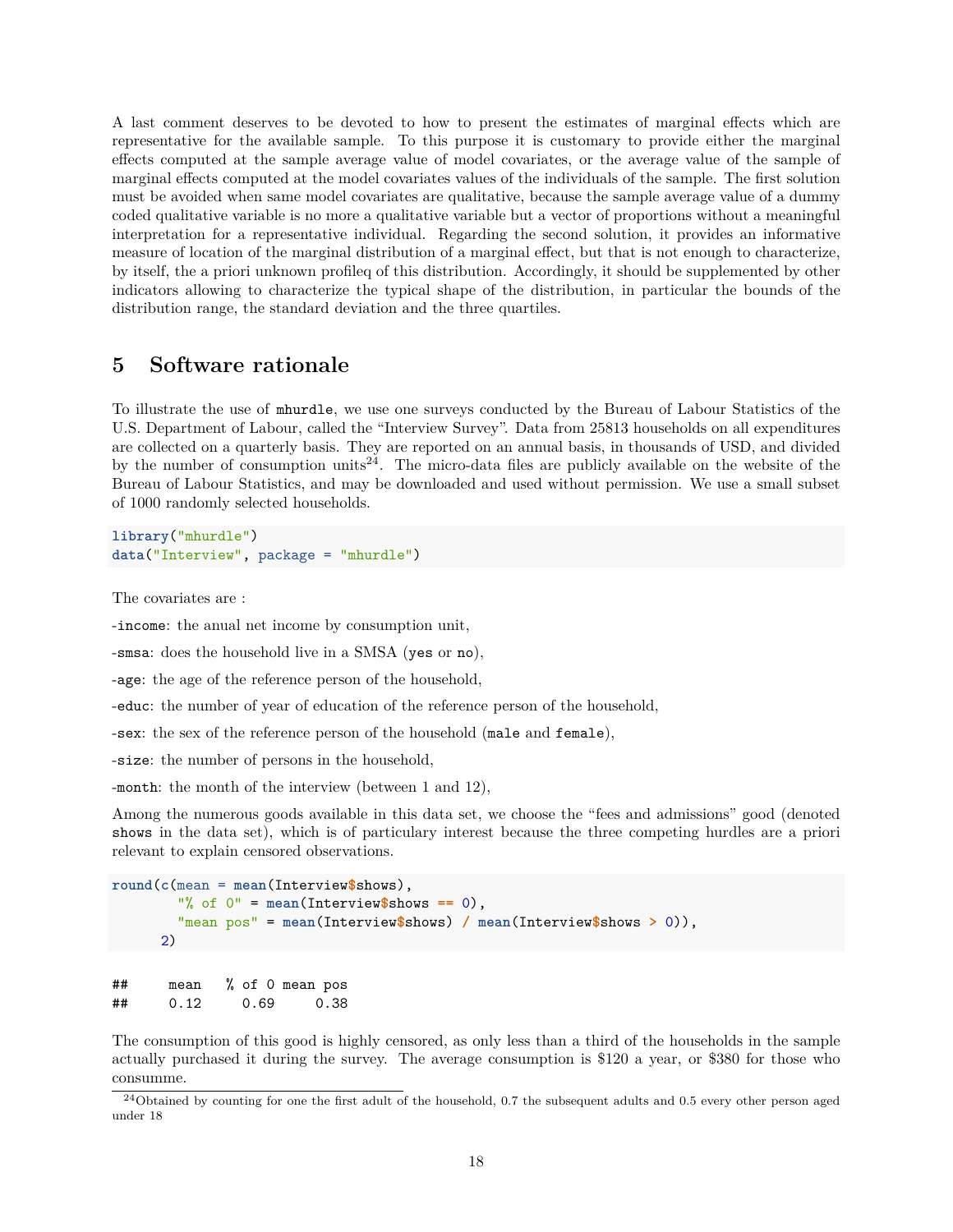A last comment deserves to be devoted to how to present the estimates of marginal effects which are representative for the available sample. To this purpose it is customary to provide either the marginal effects computed at the sample average value of model covariates, or the average value of the sample of marginal effects computed at the model covariates values of the individuals of the sample. The first solution must be avoided when same model covariates are qualitative, because the sample average value of a dummy coded qualitative variable is no more a qualitative variable but a vector of proportions without a meaningful interpretation for a representative individual. Regarding the second solution, it provides an informative measure of location of the marginal distribution of a marginal effect, but that is not enough to characterize, by itself, the a priori unknown profileq of this distribution. Accordingly, it should be supplemented by other indicators allowing to characterize the typical shape of the distribution, in particular the bounds of the distribution range, the standard deviation and the three quartiles.

# 5 Software rationale

To illustrate the use of `mhurdle`, we use one surveys conducted by the Bureau of Labour Statistics of the U.S. Department of Labour, called the "Interview Survey". Data from 25813 households on all expenditures are collected on a quarterly basis. They are reported on an annual basis, in thousands of USD, and divided by the number of consumption units[24]. The micro-data files are publicly available on the website of the Bureau of Labour Statistics, and may be downloaded and used without permission. We use a small subset of 1000 randomly selected households.

```
library("mhurdle")
data("Interview", package = "mhurdle")
```

The covariates are :

-`income`: the anual net income by consumption unit,

-`smsa`: does the household live in a SMSA (`yes` or `no`),

-`age`: the age of the reference person of the household,

-`educ`: the number of year of education of the reference person of the household,

-`sex`: the sex of the reference person of the household (`male` and `female`),

-`size`: the number of persons in the household,

-`month`: the month of the interview (between 1 and 12),

Among the numerous goods available in this data set, we choose the "fees and admissions" good (denoted `shows` in the data set), which is of particulary interest because the three competing hurdles are a priori relevant to explain censored observations.

```
round(c(mean = mean(Interview$shows),
        "% of 0" = mean(Interview$shows == 0),
        "mean pos" = mean(Interview$shows) / mean(Interview$shows > 0)),
      2)
```

```
##     mean   % of 0 mean pos
##     0.12     0.69     0.38
```

The consumption of this good is highly censored, as only less than a third of the households in the sample actually purchased it during the survey. The average consumption is $120 a year, or $380 for those who consumme.

[24]Obtained by counting for one the first adult of the household, 0.7 the subsequent adults and 0.5 every other person aged under 18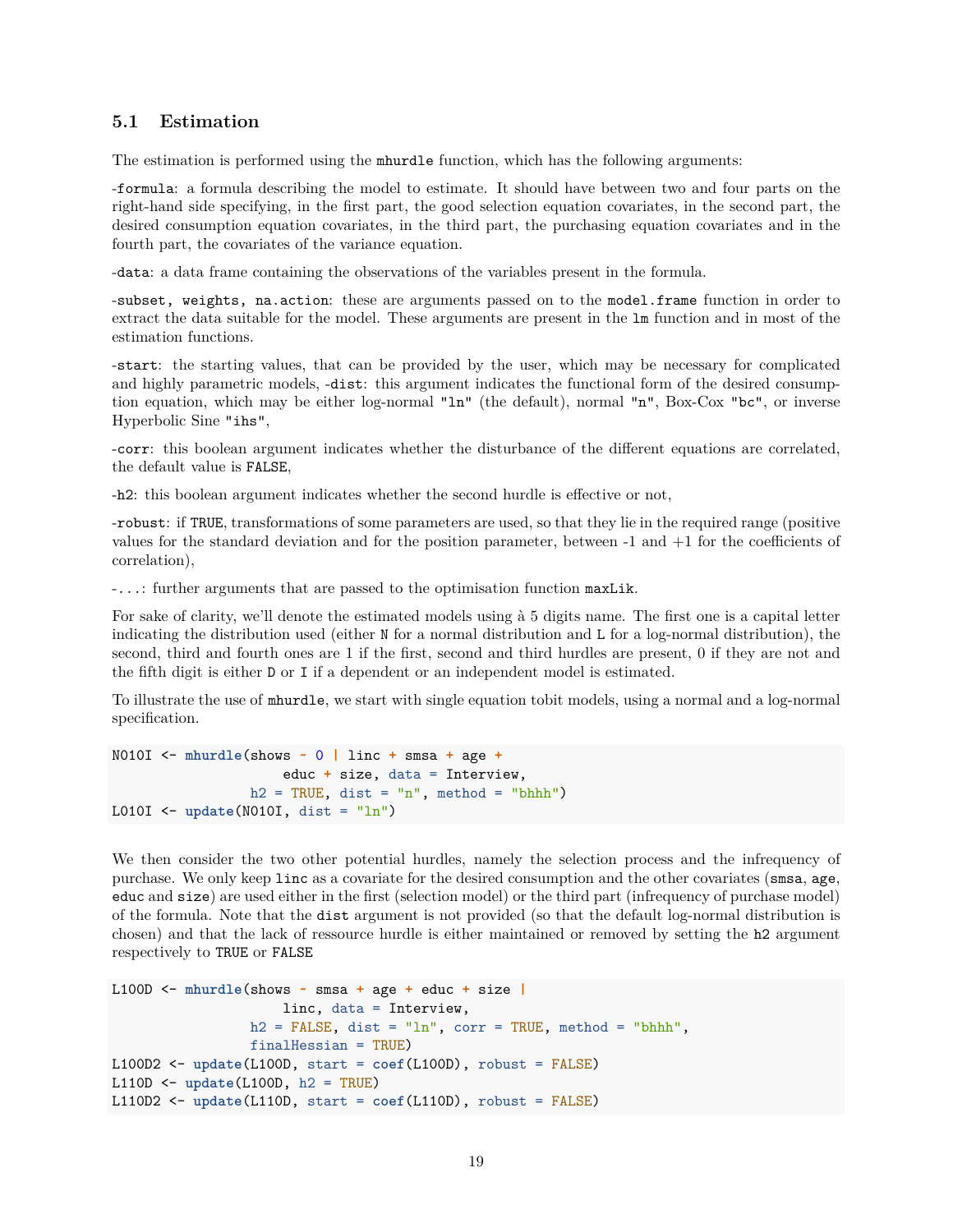## 5.1 Estimation

The estimation is performed using the `mhurdle` function, which has the following arguments:

-`formula`: a formula describing the model to estimate. It should have between two and four parts on the right-hand side specifying, in the first part, the good selection equation covariates, in the second part, the desired consumption equation covariates, in the third part, the purchasing equation covariates and in the fourth part, the covariates of the variance equation.

-`data`: a data frame containing the observations of the variables present in the formula.

-`subset, weights, na.action`: these are arguments passed on to the `model.frame` function in order to extract the data suitable for the model. These arguments are present in the `lm` function and in most of the estimation functions.

-`start`: the starting values, that can be provided by the user, which may be necessary for complicated and highly parametric models, -`dist`: this argument indicates the functional form of the desired consumption equation, which may be either log-normal `"ln"` (the default), normal `"n"`, Box-Cox `"bc"`, or inverse Hyperbolic Sine `"ihs"`,

-`corr`: this boolean argument indicates whether the disturbance of the different equations are correlated, the default value is `FALSE`,

-`h2`: this boolean argument indicates whether the second hurdle is effective or not,

-`robust`: if `TRUE`, transformations of some parameters are used, so that they lie in the required range (positive values for the standard deviation and for the position parameter, between -1 and +1 for the coefficients of correlation),

-`...`: further arguments that are passed to the optimisation function `maxLik`.

For sake of clarity, we'll denote the estimated models using à 5 digits name. The first one is a capital letter indicating the distribution used (either `N` for a normal distribution and `L` for a log-normal distribution), the second, third and fourth ones are `1` if the first, second and third hurdles are present, `0` if they are not and the fifth digit is either `D` or `I` if a dependent or an independent model is estimated.

To illustrate the use of `mhurdle`, we start with single equation tobit models, using a normal and a log-normal specification.

```
N010I <- mhurdle(shows ~ 0 | linc + smsa + age +
                     educ + size, data = Interview,
                 h2 = TRUE, dist = "n", method = "bhhh")
L010I <- update(N010I, dist = "ln")
```

We then consider the two other potential hurdles, namely the selection process and the infrequency of purchase. We only keep `linc` as a covariate for the desired consumption and the other covariates (`smsa`, `age`, `educ` and `size`) are used either in the first (selection model) or the third part (infrequency of purchase model) of the formula. Note that the `dist` argument is not provided (so that the default log-normal distribution is chosen) and that the lack of ressource hurdle is either maintained or removed by setting the `h2` argument respectively to `TRUE` or `FALSE`

```
L100D <- mhurdle(shows ~ smsa + age + educ + size |
                     linc, data = Interview,
                 h2 = FALSE, dist = "ln", corr = TRUE, method = "bhhh",
                 finalHessian = TRUE)
L100D2 <- update(L100D, start = coef(L100D), robust = FALSE)
L110D <- update(L100D, h2 = TRUE)
L110D2 <- update(L110D, start = coef(L110D), robust = FALSE)
```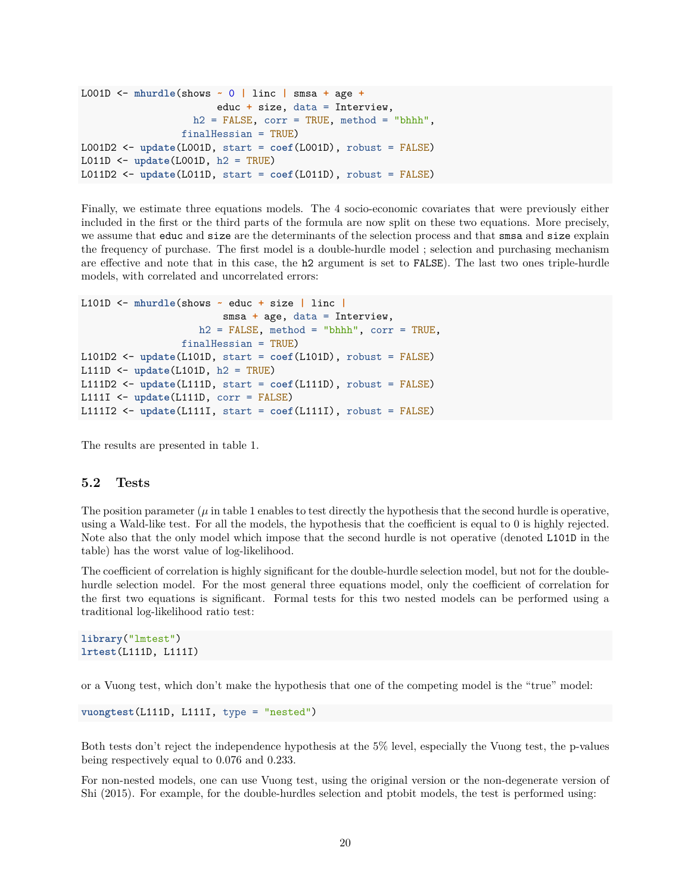```
L001D <- mhurdle(shows ~ 0 | linc | smsa + age +
                      educ + size, data = Interview,
                  h2 = FALSE, corr = TRUE, method = "bhhh",
                finalHessian = TRUE)
L001D2 <- update(L001D, start = coef(L001D), robust = FALSE)
L011D <- update(L001D, h2 = TRUE)
L011D2 <- update(L011D, start = coef(L011D), robust = FALSE)
```

Finally, we estimate three equations models. The 4 socio-economic covariates that were previously either included in the first or the third parts of the formula are now split on these two equations. More precisely, we assume that `educ` and `size` are the determinants of the selection process and that `smsa` and `size` explain the frequency of purchase. The first model is a double-hurdle model ; selection and purchasing mechanism are effective and note that in this case, the `h2` argument is set to `FALSE`). The last two ones triple-hurdle models, with correlated and uncorrelated errors:

```
L101D <- mhurdle(shows ~ educ + size | linc |
                       smsa + age, data = Interview,
                   h2 = FALSE, method = "bhhh", corr = TRUE,
                finalHessian = TRUE)
L101D2 <- update(L101D, start = coef(L101D), robust = FALSE)
L111D <- update(L101D, h2 = TRUE)
L111D2 <- update(L111D, start = coef(L111D), robust = FALSE)
L111I <- update(L111D, corr = FALSE)
L111I2 <- update(L111I, start = coef(L111I), robust = FALSE)
```

The results are presented in table 1.

### 5.2 Tests

The position parameter ($\mu$ in table 1 enables to test directly the hypothesis that the second hurdle is operative, using a Wald-like test. For all the models, the hypothesis that the coefficient is equal to 0 is highly rejected. Note also that the only model which impose that the second hurdle is not operative (denoted `L101D` in the table) has the worst value of log-likelihood.

The coefficient of correlation is highly significant for the double-hurdle selection model, but not for the double-hurdle selection model. For the most general three equations model, only the coefficient of correlation for the first two equations is significant. Formal tests for this two nested models can be performed using a traditional log-likelihood ratio test:

```
library("lmtest")
lrtest(L111D, L111I)
```

or a Vuong test, which don't make the hypothesis that one of the competing model is the "true" model:

```
vuongtest(L111D, L111I, type = "nested")
```

Both tests don't reject the independence hypothesis at the 5% level, especially the Vuong test, the p-values being respectively equal to 0.076 and 0.233.

For non-nested models, one can use Vuong test, using the original version or the non-degenerate version of Shi (2015). For example, for the double-hurdles selection and ptobit models, the test is performed using: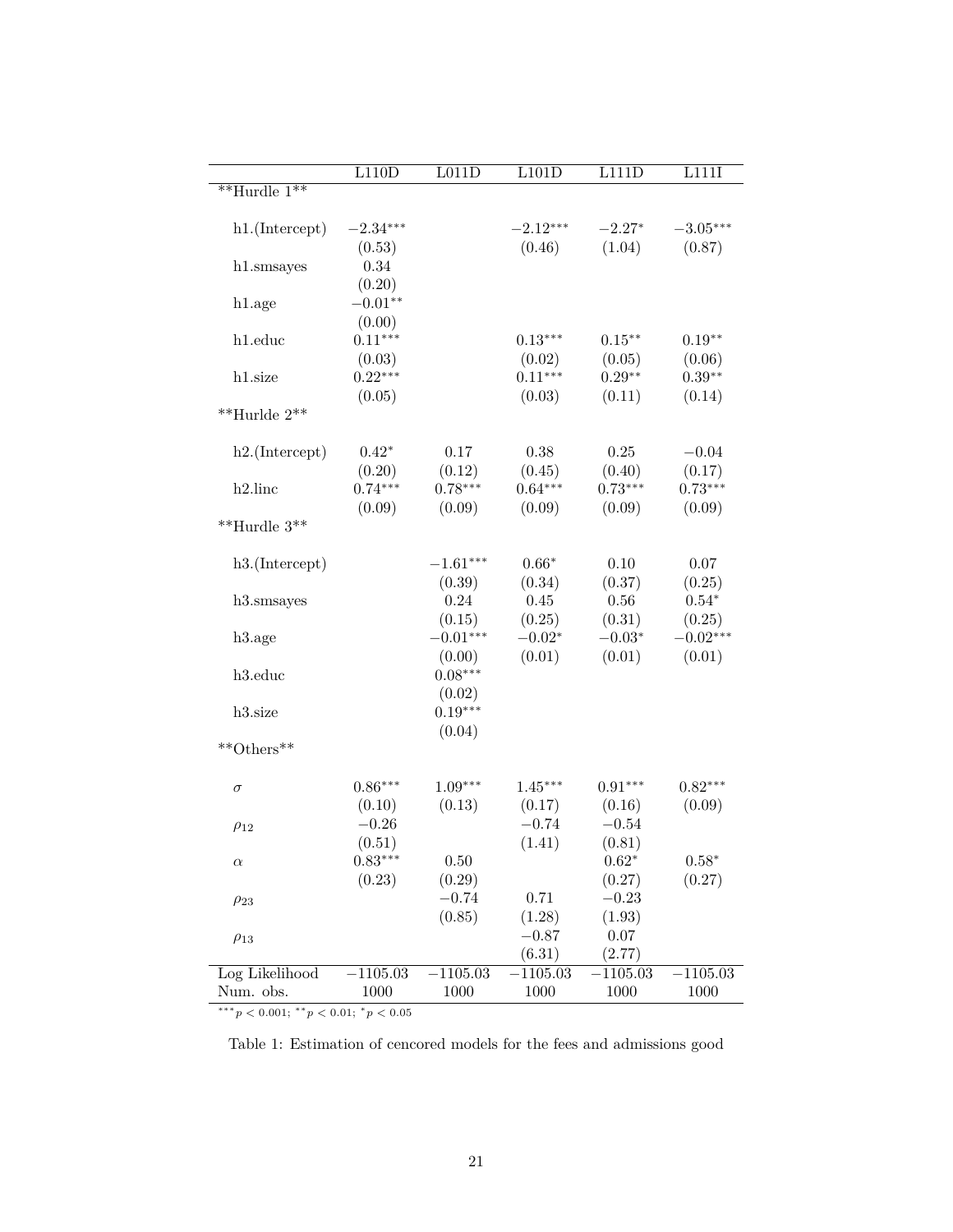| | L110D | L011D | L101D | L111D | L111I |
|---|---|---|---|---|---|
| **Hurdle 1** | | | | | |
| h1.(Intercept) | $-2.34^{***}$ | | $-2.12^{***}$ | $-2.27^{*}$ | $-3.05^{***}$ |
| | (0.53) | | (0.46) | (1.04) | (0.87) |
| h1.smsayes | 0.34 | | | | |
| | (0.20) | | | | |
| h1.age | $-0.01^{**}$ | | | | |
| | (0.00) | | | | |
| h1.educ | $0.11^{***}$ | | $0.13^{***}$ | $0.15^{**}$ | $0.19^{**}$ |
| | (0.03) | | (0.02) | (0.05) | (0.06) |
| h1.size | $0.22^{***}$ | | $0.11^{***}$ | $0.29^{**}$ | $0.39^{**}$ |
| | (0.05) | | (0.03) | (0.11) | (0.14) |
| **Hurlde 2** | | | | | |
| h2.(Intercept) | $0.42^{*}$ | 0.17 | 0.38 | 0.25 | $-0.04$ |
| | (0.20) | (0.12) | (0.45) | (0.40) | (0.17) |
| h2.linc | $0.74^{***}$ | $0.78^{***}$ | $0.64^{***}$ | $0.73^{***}$ | $0.73^{***}$ |
| | (0.09) | (0.09) | (0.09) | (0.09) | (0.09) |
| **Hurdle 3** | | | | | |
| h3.(Intercept) | | $-1.61^{***}$ | $0.66^{*}$ | 0.10 | 0.07 |
| | | (0.39) | (0.34) | (0.37) | (0.25) |
| h3.smsayes | | 0.24 | 0.45 | 0.56 | $0.54^{*}$ |
| | | (0.15) | (0.25) | (0.31) | (0.25) |
| h3.age | | $-0.01^{***}$ | $-0.02^{*}$ | $-0.03^{*}$ | $-0.02^{***}$ |
| | | (0.00) | (0.01) | (0.01) | (0.01) |
| h3.educ | | $0.08^{***}$ | | | |
| | | (0.02) | | | |
| h3.size | | $0.19^{***}$ | | | |
| | | (0.04) | | | |
| **Others** | | | | | |
| $\sigma$ | $0.86^{***}$ | $1.09^{***}$ | $1.45^{***}$ | $0.91^{***}$ | $0.82^{***}$ |
| | (0.10) | (0.13) | (0.17) | (0.16) | (0.09) |
| $\rho_{12}$ | $-0.26$ | | $-0.74$ | $-0.54$ | |
| | (0.51) | | (1.41) | (0.81) | |
| $\alpha$ | $0.83^{***}$ | 0.50 | | $0.62^{*}$ | $0.58^{*}$ |
| | (0.23) | (0.29) | | (0.27) | (0.27) |
| $\rho_{23}$ | | $-0.74$ | 0.71 | $-0.23$ | |
| | | (0.85) | (1.28) | (1.93) | |
| $\rho_{13}$ | | | $-0.87$ | 0.07 | |
| | | | (6.31) | (2.77) | |
| Log Likelihood | $-1105.03$ | $-1105.03$ | $-1105.03$ | $-1105.03$ | $-1105.03$ |
| Num. obs. | 1000 | 1000 | 1000 | 1000 | 1000 |

$^{***}p < 0.001$; $^{**}p < 0.01$; $^{*}p < 0.05$

Table 1: Estimation of cencored models for the fees and admissions good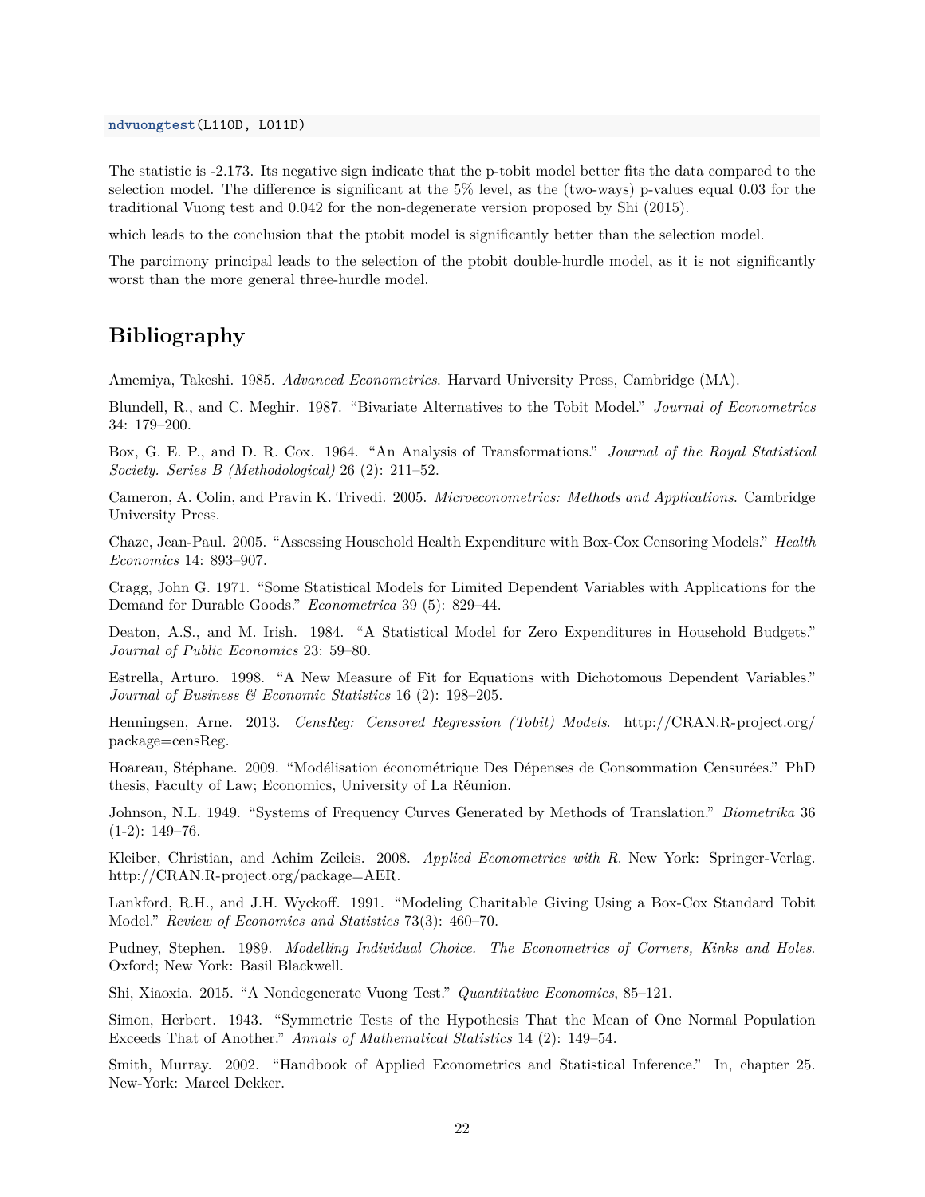```
ndvuongtest(L110D, L011D)
```

The statistic is -2.173. Its negative sign indicate that the p-tobit model better fits the data compared to the selection model. The difference is significant at the 5% level, as the (two-ways) p-values equal 0.03 for the traditional Vuong test and 0.042 for the non-degenerate version proposed by Shi (2015).

which leads to the conclusion that the ptobit model is significantly better than the selection model.

The parcimony principal leads to the selection of the ptobit double-hurdle model, as it is not significantly worst than the more general three-hurdle model.

# Bibliography

Amemiya, Takeshi. 1985. *Advanced Econometrics*. Harvard University Press, Cambridge (MA).

Blundell, R., and C. Meghir. 1987. "Bivariate Alternatives to the Tobit Model." *Journal of Econometrics* 34: 179–200.

Box, G. E. P., and D. R. Cox. 1964. "An Analysis of Transformations." *Journal of the Royal Statistical Society. Series B (Methodological)* 26 (2): 211–52.

Cameron, A. Colin, and Pravin K. Trivedi. 2005. *Microeconometrics: Methods and Applications*. Cambridge University Press.

Chaze, Jean-Paul. 2005. "Assessing Household Health Expenditure with Box-Cox Censoring Models." *Health Economics* 14: 893–907.

Cragg, John G. 1971. "Some Statistical Models for Limited Dependent Variables with Applications for the Demand for Durable Goods." *Econometrica* 39 (5): 829–44.

Deaton, A.S., and M. Irish. 1984. "A Statistical Model for Zero Expenditures in Household Budgets." *Journal of Public Economics* 23: 59–80.

Estrella, Arturo. 1998. "A New Measure of Fit for Equations with Dichotomous Dependent Variables." *Journal of Business & Economic Statistics* 16 (2): 198–205.

Henningsen, Arne. 2013. *CensReg: Censored Regression (Tobit) Models*. http://CRAN.R-project.org/package=censReg.

Hoareau, Stéphane. 2009. "Modélisation économétrique Des Dépenses de Consommation Censurées." PhD thesis, Faculty of Law; Economics, University of La Réunion.

Johnson, N.L. 1949. "Systems of Frequency Curves Generated by Methods of Translation." *Biometrika* 36 (1-2): 149–76.

Kleiber, Christian, and Achim Zeileis. 2008. *Applied Econometrics with R*. New York: Springer-Verlag. http://CRAN.R-project.org/package=AER.

Lankford, R.H., and J.H. Wyckoff. 1991. "Modeling Charitable Giving Using a Box-Cox Standard Tobit Model." *Review of Economics and Statistics* 73(3): 460–70.

Pudney, Stephen. 1989. *Modelling Individual Choice. The Econometrics of Corners, Kinks and Holes*. Oxford; New York: Basil Blackwell.

Shi, Xiaoxia. 2015. "A Nondegenerate Vuong Test." *Quantitative Economics*, 85–121.

Simon, Herbert. 1943. "Symmetric Tests of the Hypothesis That the Mean of One Normal Population Exceeds That of Another." *Annals of Mathematical Statistics* 14 (2): 149–54.

Smith, Murray. 2002. "Handbook of Applied Econometrics and Statistical Inference." In, chapter 25. New-York: Marcel Dekker.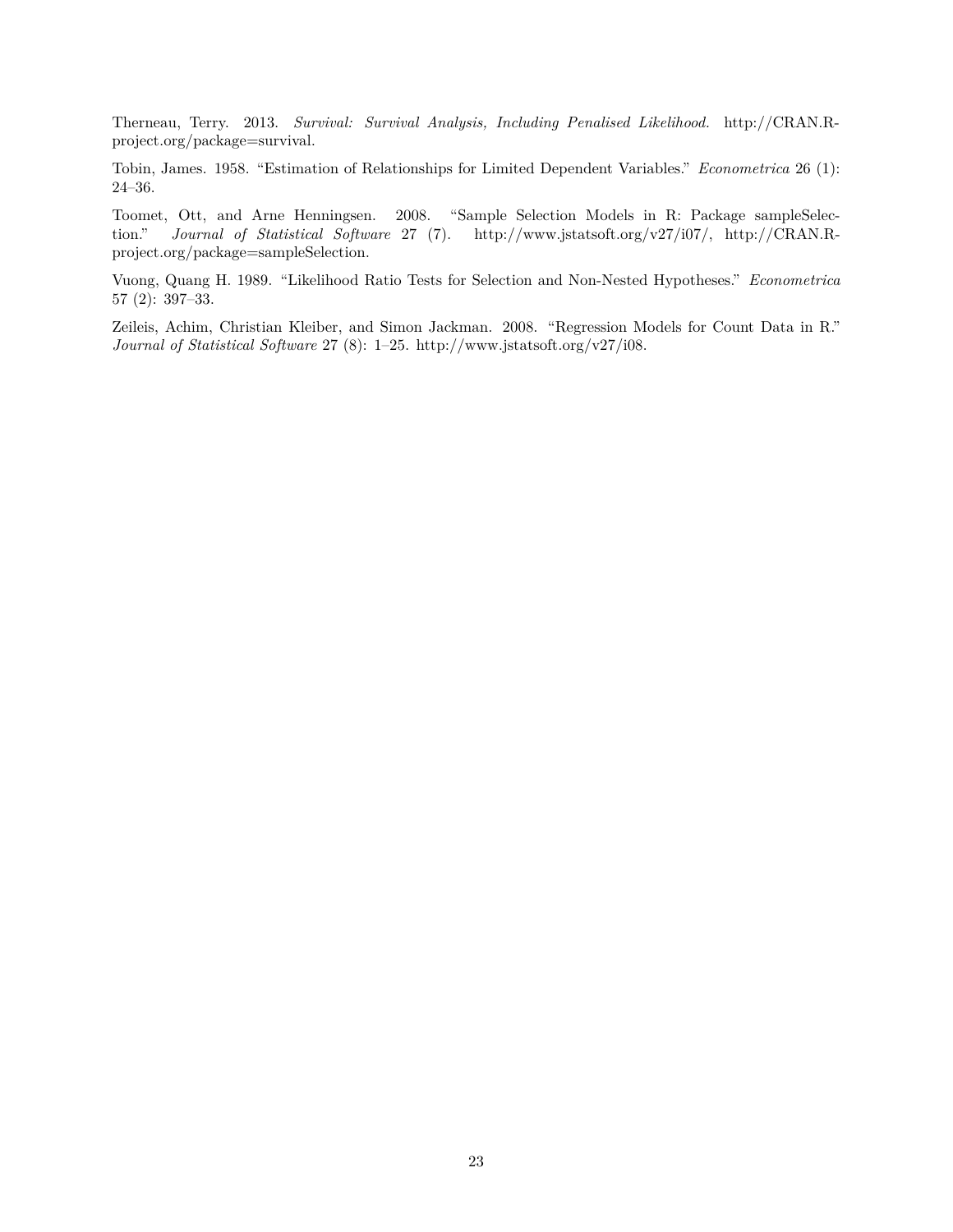Therneau, Terry. 2013. *Survival: Survival Analysis, Including Penalised Likelihood.* http://CRAN.R-project.org/package=survival.

Tobin, James. 1958. "Estimation of Relationships for Limited Dependent Variables." *Econometrica* 26 (1): 24–36.

Toomet, Ott, and Arne Henningsen. 2008. "Sample Selection Models in R: Package sampleSelection." *Journal of Statistical Software* 27 (7). http://www.jstatsoft.org/v27/i07/, http://CRAN.R-project.org/package=sampleSelection.

Vuong, Quang H. 1989. "Likelihood Ratio Tests for Selection and Non-Nested Hypotheses." *Econometrica* 57 (2): 397–33.

Zeileis, Achim, Christian Kleiber, and Simon Jackman. 2008. "Regression Models for Count Data in R." *Journal of Statistical Software* 27 (8): 1–25. http://www.jstatsoft.org/v27/i08.